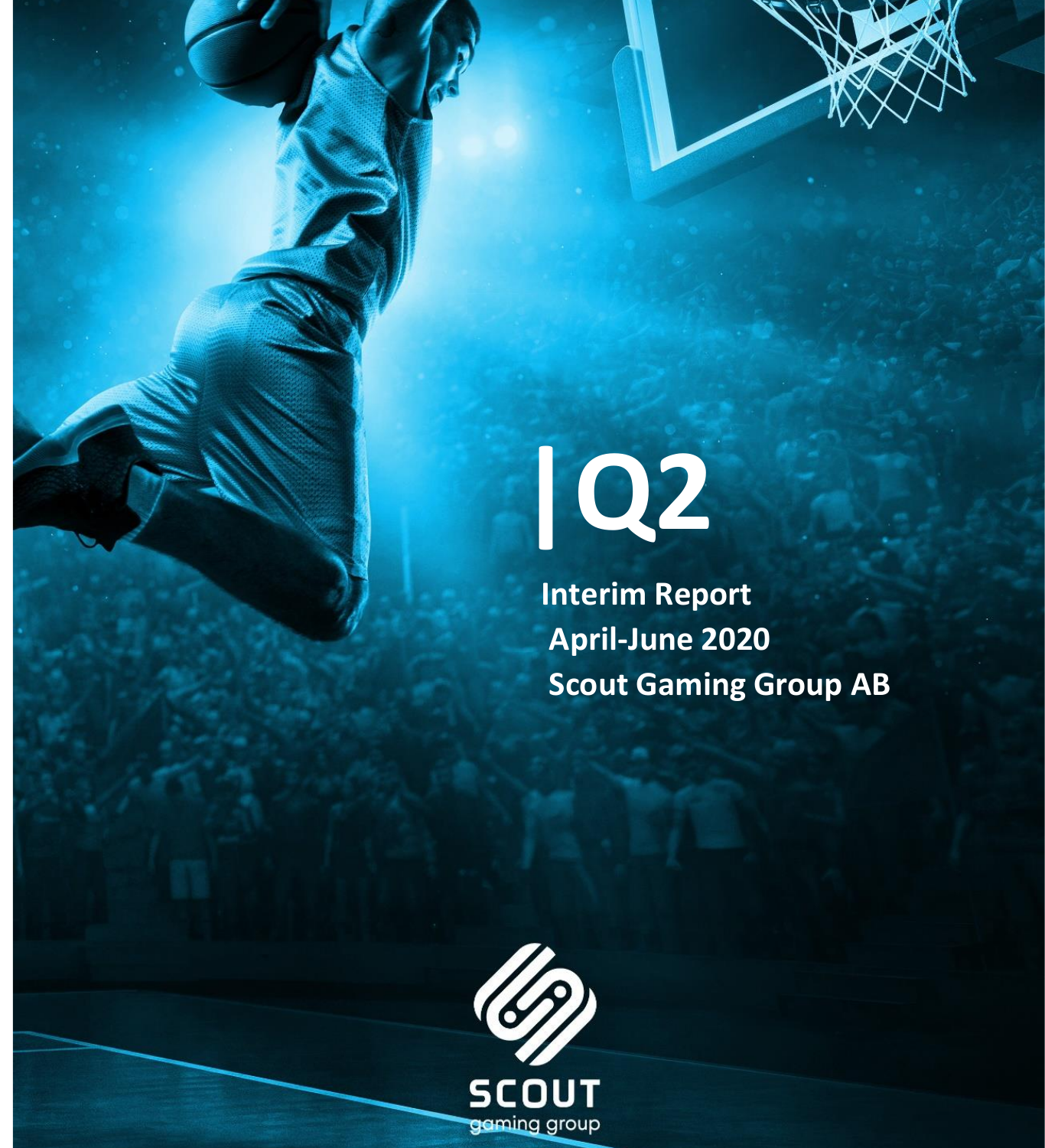# Q2

**Interim Report**
**April-June 2020**
**Scout Gaming Group AB**

SCOUT
gaming group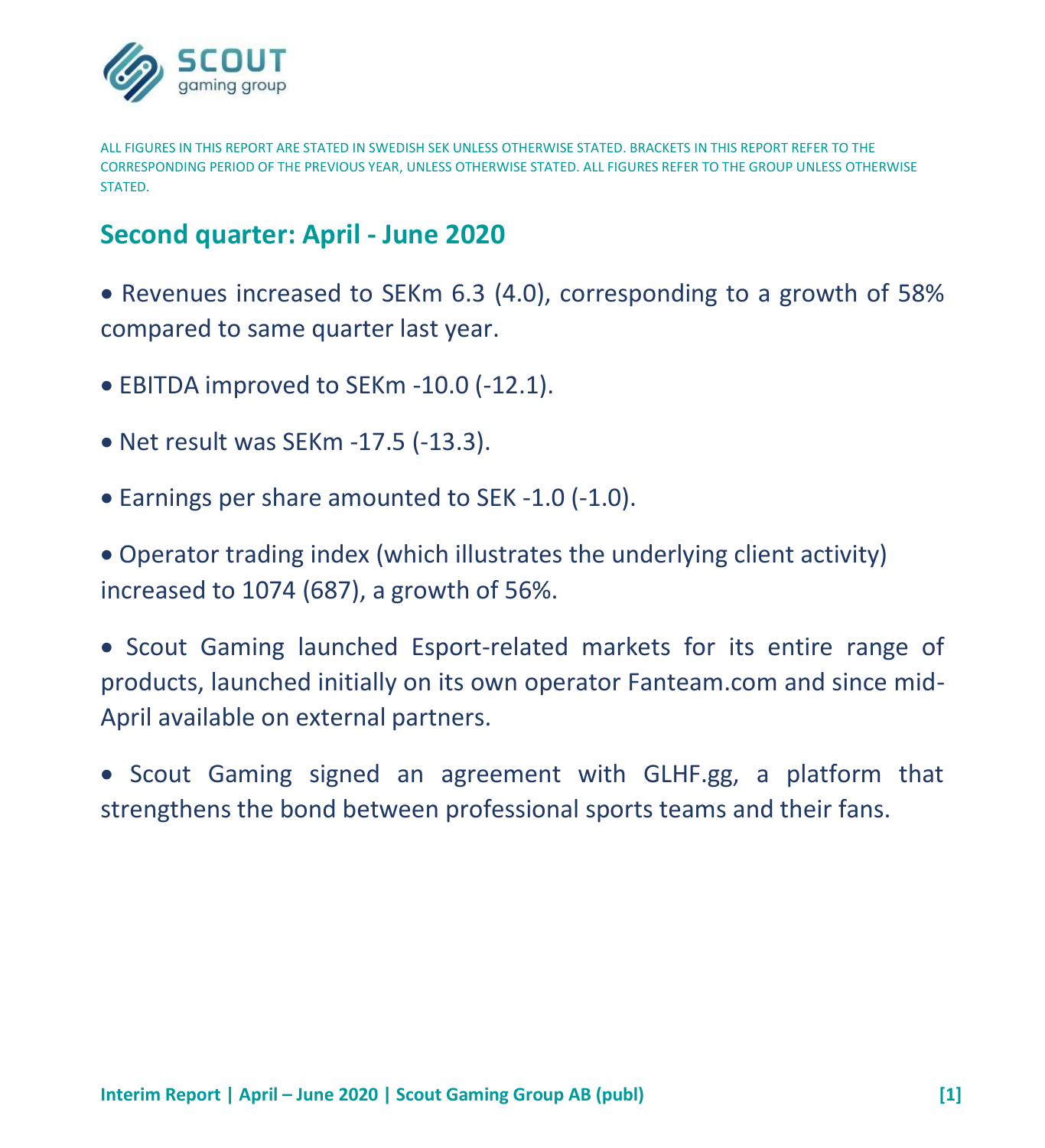ALL FIGURES IN THIS REPORT ARE STATED IN SWEDISH SEK UNLESS OTHERWISE STATED. BRACKETS IN THIS REPORT REFER TO THE CORRESPONDING PERIOD OF THE PREVIOUS YEAR, UNLESS OTHERWISE STATED. ALL FIGURES REFER TO THE GROUP UNLESS OTHERWISE STATED.

## Second quarter: April - June 2020

- Revenues increased to SEKm 6.3 (4.0), corresponding to a growth of 58% compared to same quarter last year.
- EBITDA improved to SEKm -10.0 (-12.1).
- Net result was SEKm -17.5 (-13.3).
- Earnings per share amounted to SEK -1.0 (-1.0).
- Operator trading index (which illustrates the underlying client activity) increased to 1074 (687), a growth of 56%.
- Scout Gaming launched Esport-related markets for its entire range of products, launched initially on its own operator Fanteam.com and since mid-April available on external partners.
- Scout Gaming signed an agreement with GLHF.gg, a platform that strengthens the bond between professional sports teams and their fans.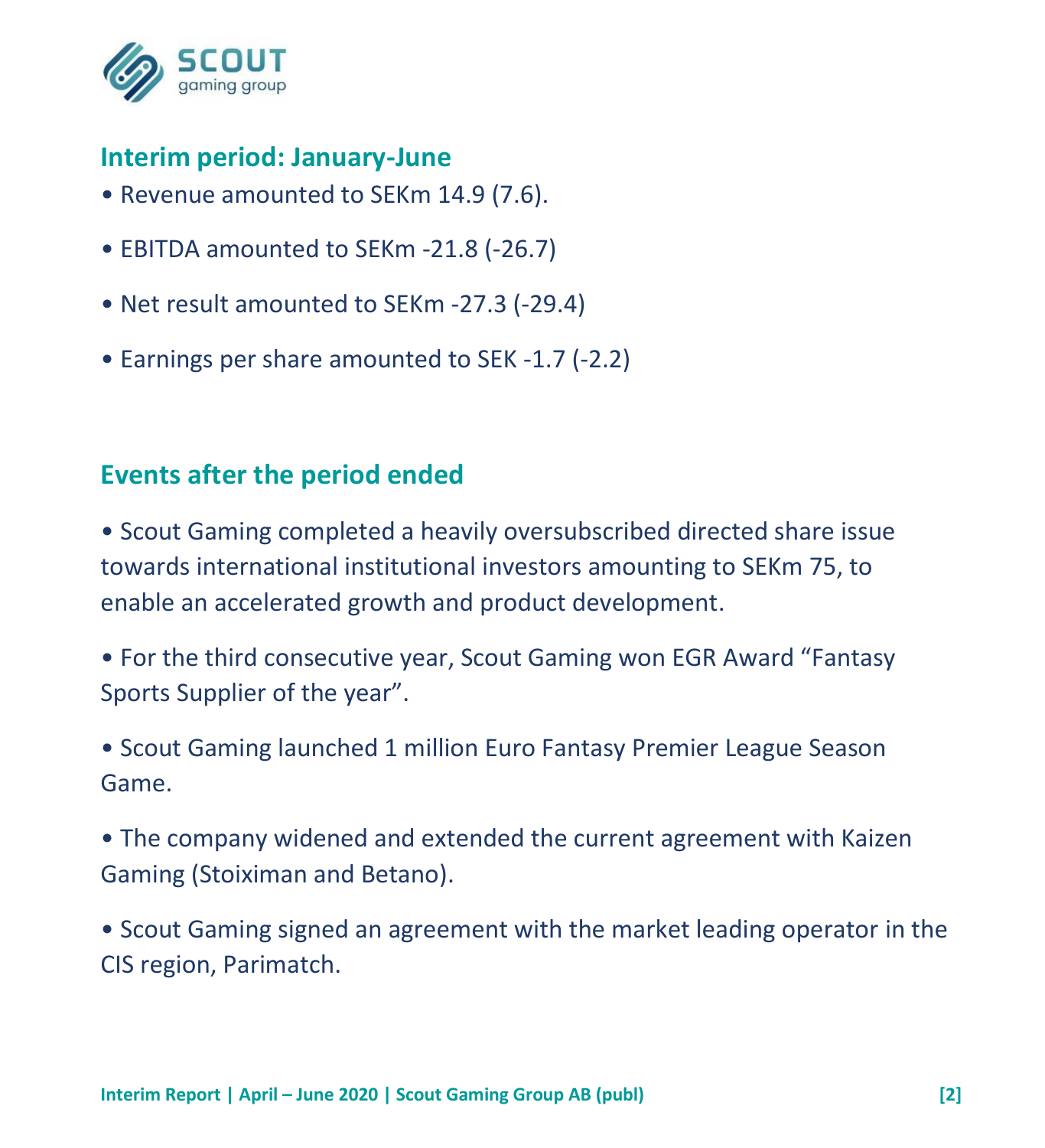## Interim period: January-June

- Revenue amounted to SEKm 14.9 (7.6).
- EBITDA amounted to SEKm -21.8 (-26.7)
- Net result amounted to SEKm -27.3 (-29.4)
- Earnings per share amounted to SEK -1.7 (-2.2)

## Events after the period ended

- Scout Gaming completed a heavily oversubscribed directed share issue towards international institutional investors amounting to SEKm 75, to enable an accelerated growth and product development.
- For the third consecutive year, Scout Gaming won EGR Award "Fantasy Sports Supplier of the year".
- Scout Gaming launched 1 million Euro Fantasy Premier League Season Game.
- The company widened and extended the current agreement with Kaizen Gaming (Stoiximan and Betano).
- Scout Gaming signed an agreement with the market leading operator in the CIS region, Parimatch.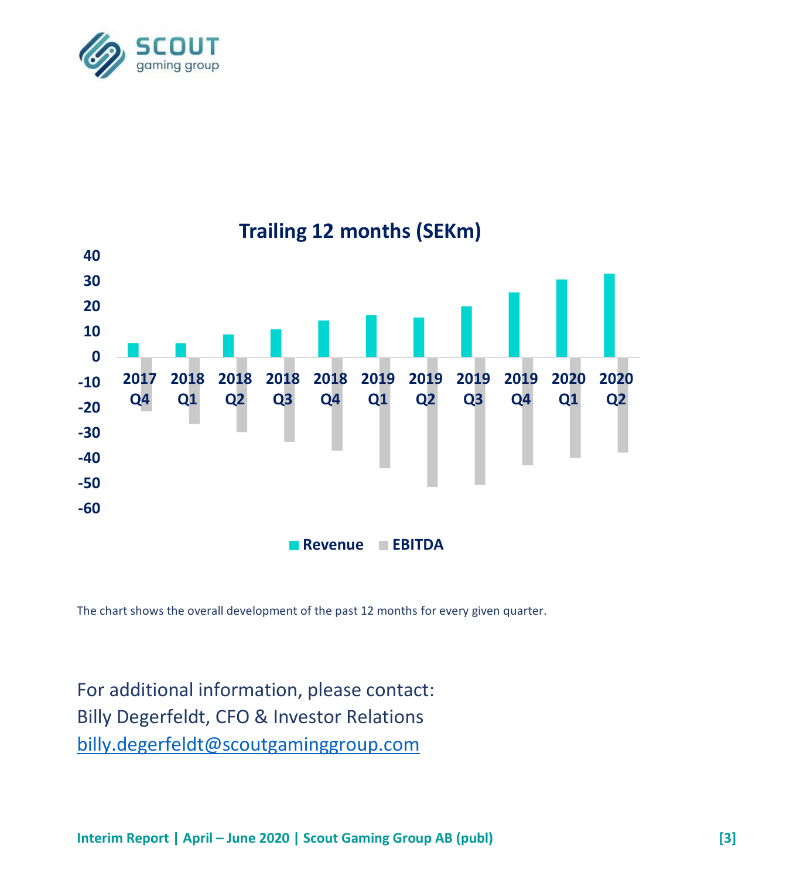## Trailing 12 months (SEKm)

| Quarter | Revenue | EBITDA |
|---|---|---|
| 2017 Q4 | ~6 | ~-21 |
| 2018 Q1 | ~6 | ~-26 |
| 2018 Q2 | ~9 | ~-29 |
| 2018 Q3 | ~11 | ~-33 |
| 2018 Q4 | ~15 | ~-37 |
| 2019 Q1 | ~17 | ~-44 |
| 2019 Q2 | ~16 | ~-51 |
| 2019 Q3 | ~20 | ~-50 |
| 2019 Q4 | ~26 | ~-43 |
| 2020 Q1 | ~31 | ~-40 |
| 2020 Q2 | ~33 | ~-37 |

The chart shows the overall development of the past 12 months for every given quarter.

For additional information, please contact:
Billy Degerfeldt, CFO & Investor Relations
billy.degerfeldt@scoutgaminggroup.com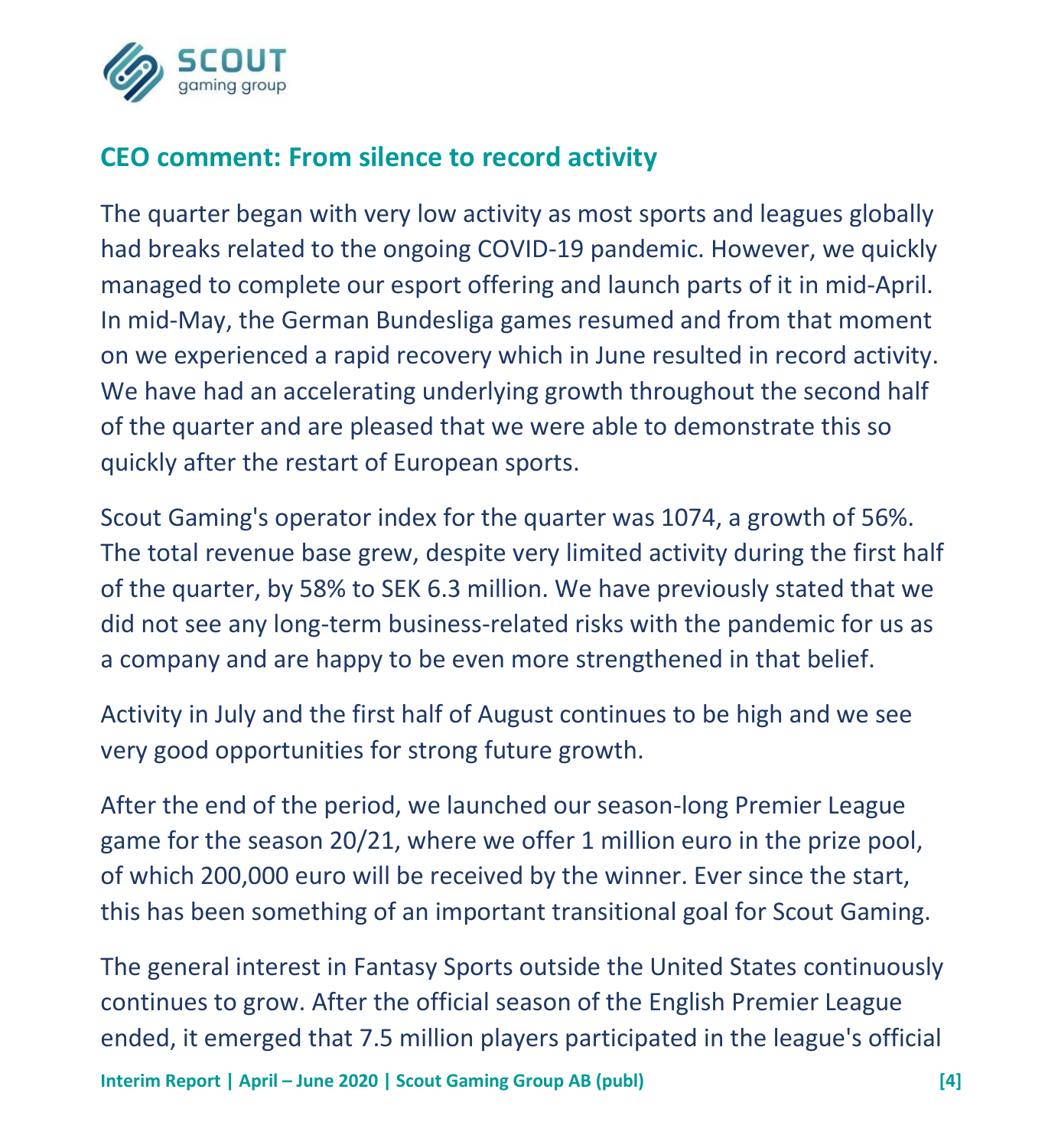## CEO comment: From silence to record activity

The quarter began with very low activity as most sports and leagues globally had breaks related to the ongoing COVID-19 pandemic. However, we quickly managed to complete our esport offering and launch parts of it in mid-April. In mid-May, the German Bundesliga games resumed and from that moment on we experienced a rapid recovery which in June resulted in record activity. We have had an accelerating underlying growth throughout the second half of the quarter and are pleased that we were able to demonstrate this so quickly after the restart of European sports.

Scout Gaming's operator index for the quarter was 1074, a growth of 56%. The total revenue base grew, despite very limited activity during the first half of the quarter, by 58% to SEK 6.3 million. We have previously stated that we did not see any long-term business-related risks with the pandemic for us as a company and are happy to be even more strengthened in that belief.

Activity in July and the first half of August continues to be high and we see very good opportunities for strong future growth.

After the end of the period, we launched our season-long Premier League game for the season 20/21, where we offer 1 million euro in the prize pool, of which 200,000 euro will be received by the winner. Ever since the start, this has been something of an important transitional goal for Scout Gaming.

The general interest in Fantasy Sports outside the United States continuously continues to grow. After the official season of the English Premier League ended, it emerged that 7.5 million players participated in the league's official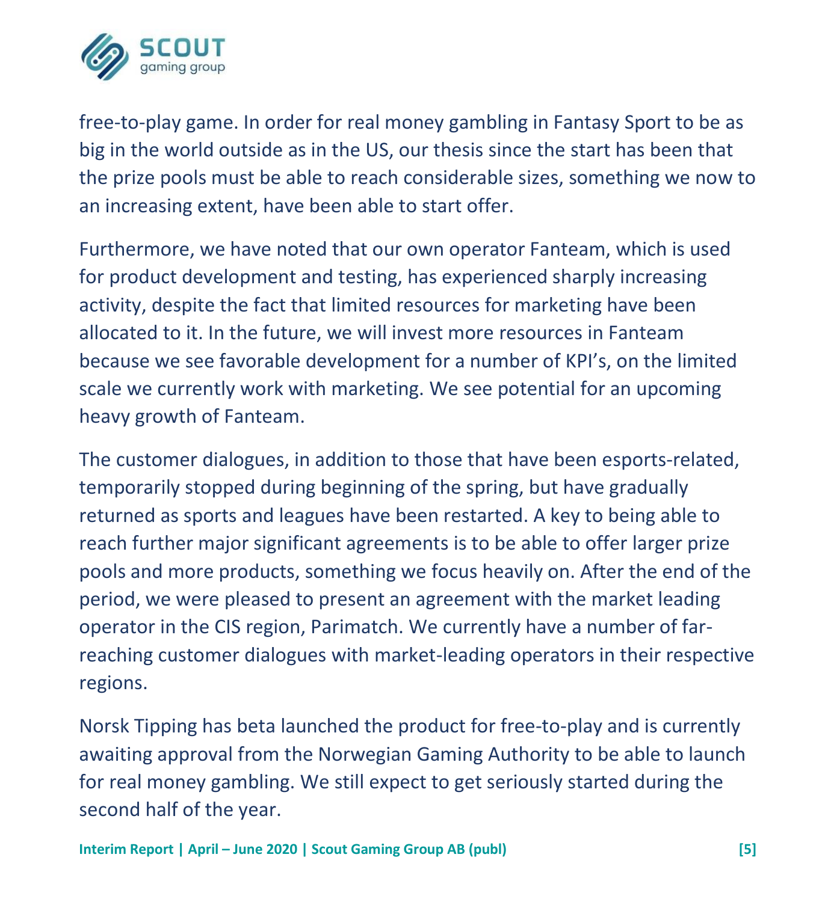free-to-play game. In order for real money gambling in Fantasy Sport to be as big in the world outside as in the US, our thesis since the start has been that the prize pools must be able to reach considerable sizes, something we now to an increasing extent, have been able to start offer.

Furthermore, we have noted that our own operator Fanteam, which is used for product development and testing, has experienced sharply increasing activity, despite the fact that limited resources for marketing have been allocated to it. In the future, we will invest more resources in Fanteam because we see favorable development for a number of KPI's, on the limited scale we currently work with marketing. We see potential for an upcoming heavy growth of Fanteam.

The customer dialogues, in addition to those that have been esports-related, temporarily stopped during beginning of the spring, but have gradually returned as sports and leagues have been restarted. A key to being able to reach further major significant agreements is to be able to offer larger prize pools and more products, something we focus heavily on. After the end of the period, we were pleased to present an agreement with the market leading operator in the CIS region, Parimatch. We currently have a number of far-reaching customer dialogues with market-leading operators in their respective regions.

Norsk Tipping has beta launched the product for free-to-play and is currently awaiting approval from the Norwegian Gaming Authority to be able to launch for real money gambling. We still expect to get seriously started during the second half of the year.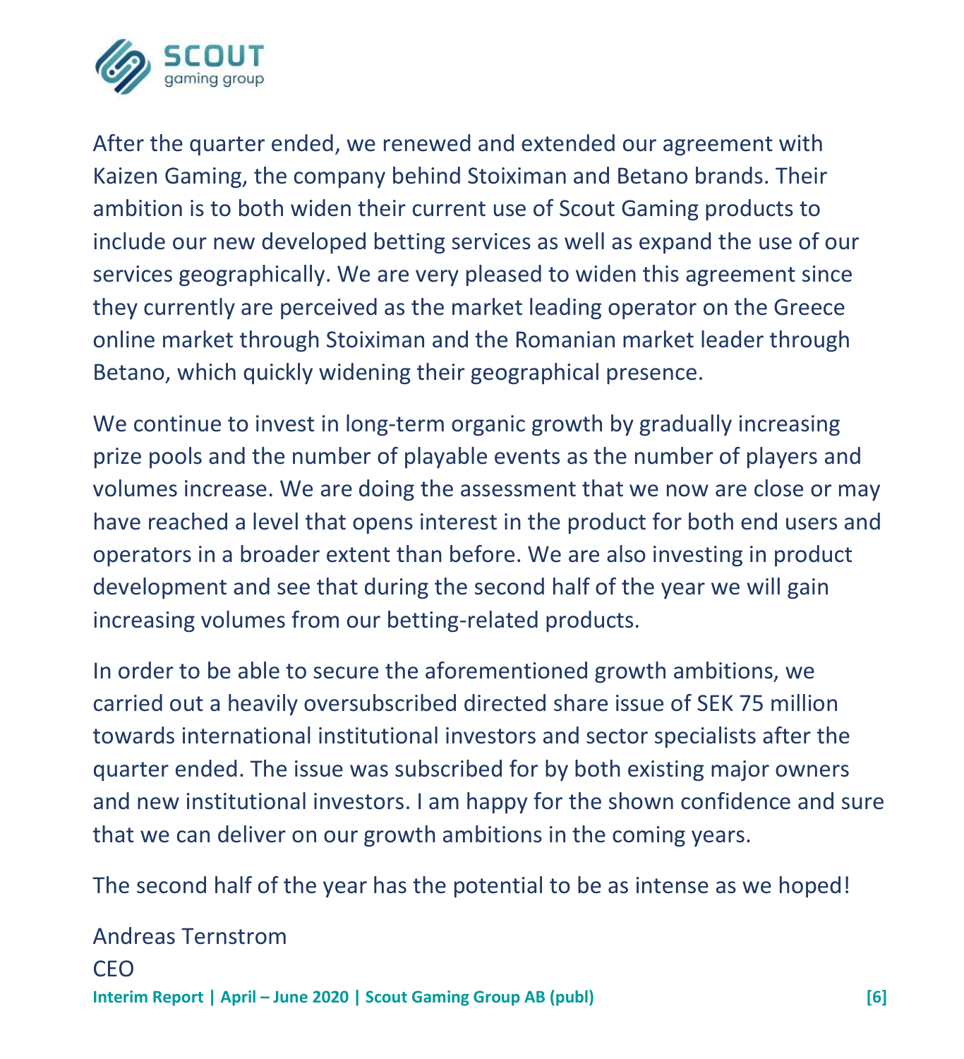After the quarter ended, we renewed and extended our agreement with Kaizen Gaming, the company behind Stoiximan and Betano brands. Their ambition is to both widen their current use of Scout Gaming products to include our new developed betting services as well as expand the use of our services geographically. We are very pleased to widen this agreement since they currently are perceived as the market leading operator on the Greece online market through Stoiximan and the Romanian market leader through Betano, which quickly widening their geographical presence.

We continue to invest in long-term organic growth by gradually increasing prize pools and the number of playable events as the number of players and volumes increase. We are doing the assessment that we now are close or may have reached a level that opens interest in the product for both end users and operators in a broader extent than before. We are also investing in product development and see that during the second half of the year we will gain increasing volumes from our betting-related products.

In order to be able to secure the aforementioned growth ambitions, we carried out a heavily oversubscribed directed share issue of SEK 75 million towards international institutional investors and sector specialists after the quarter ended. The issue was subscribed for by both existing major owners and new institutional investors. I am happy for the shown confidence and sure that we can deliver on our growth ambitions in the coming years.

The second half of the year has the potential to be as intense as we hoped!

Andreas Ternstrom
CEO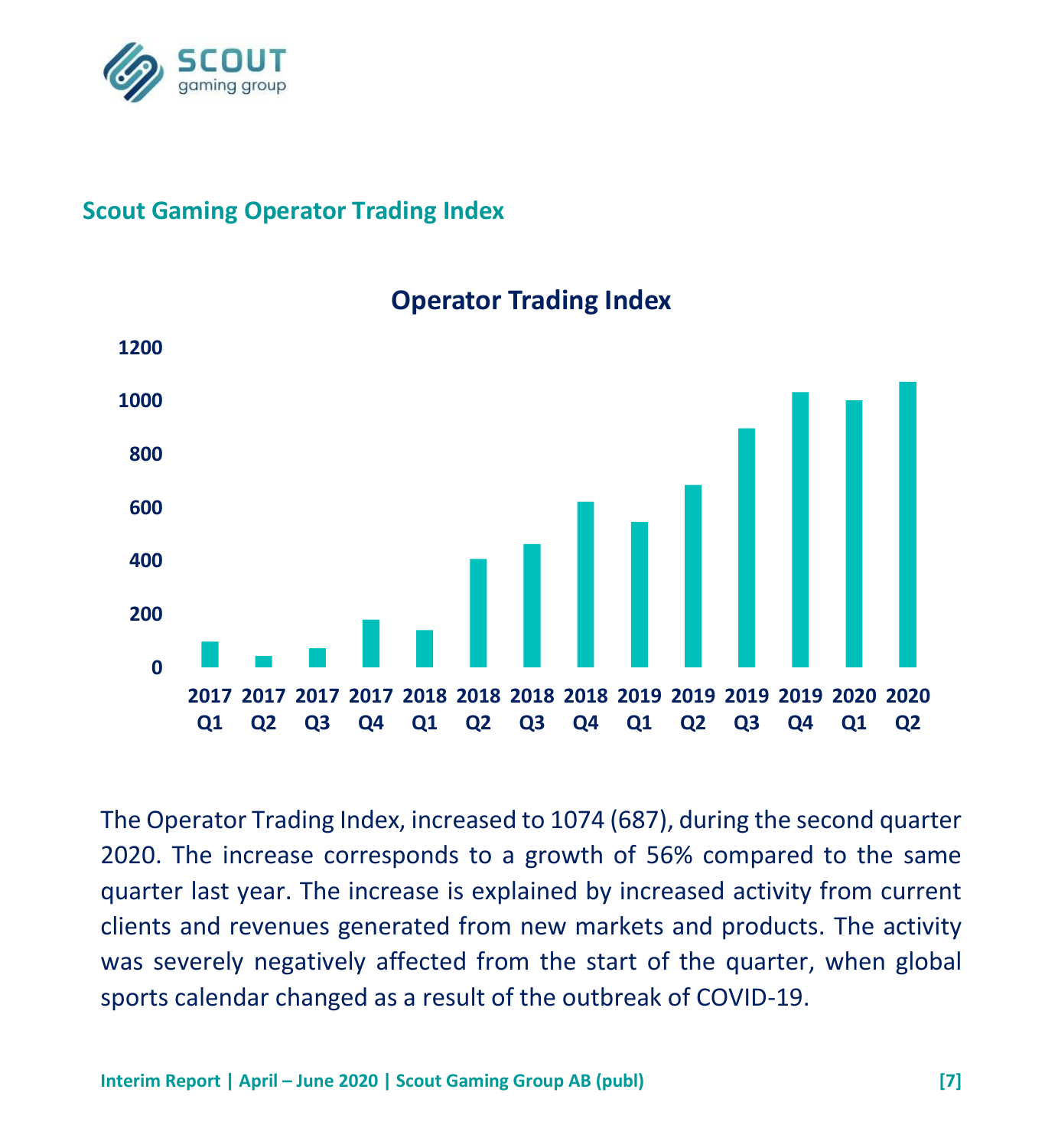## Scout Gaming Operator Trading Index

The Operator Trading Index, increased to 1074 (687), during the second quarter 2020. The increase corresponds to a growth of 56% compared to the same quarter last year. The increase is explained by increased activity from current clients and revenues generated from new markets and products. The activity was severely negatively affected from the start of the quarter, when global sports calendar changed as a result of the outbreak of COVID-19.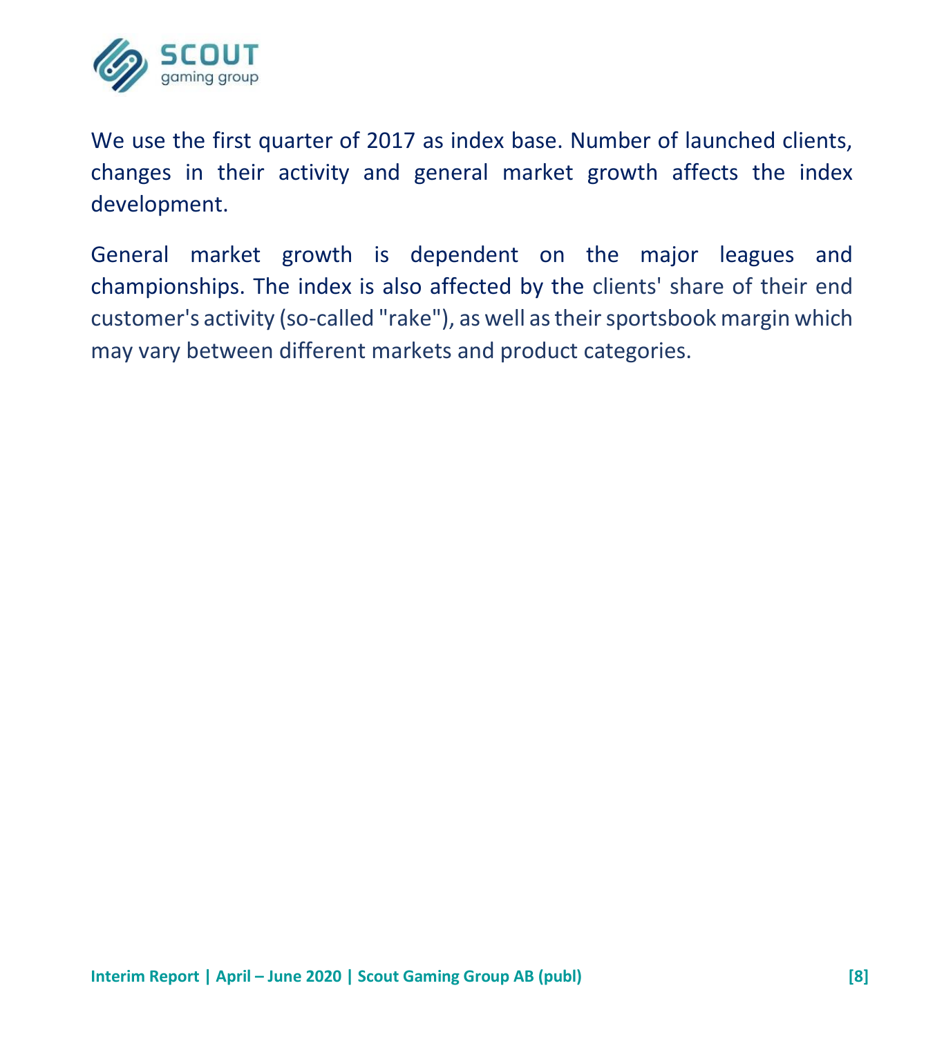We use the first quarter of 2017 as index base. Number of launched clients, changes in their activity and general market growth affects the index development.

General market growth is dependent on the major leagues and championships. The index is also affected by the clients' share of their end customer's activity (so-called "rake"), as well as their sportsbook margin which may vary between different markets and product categories.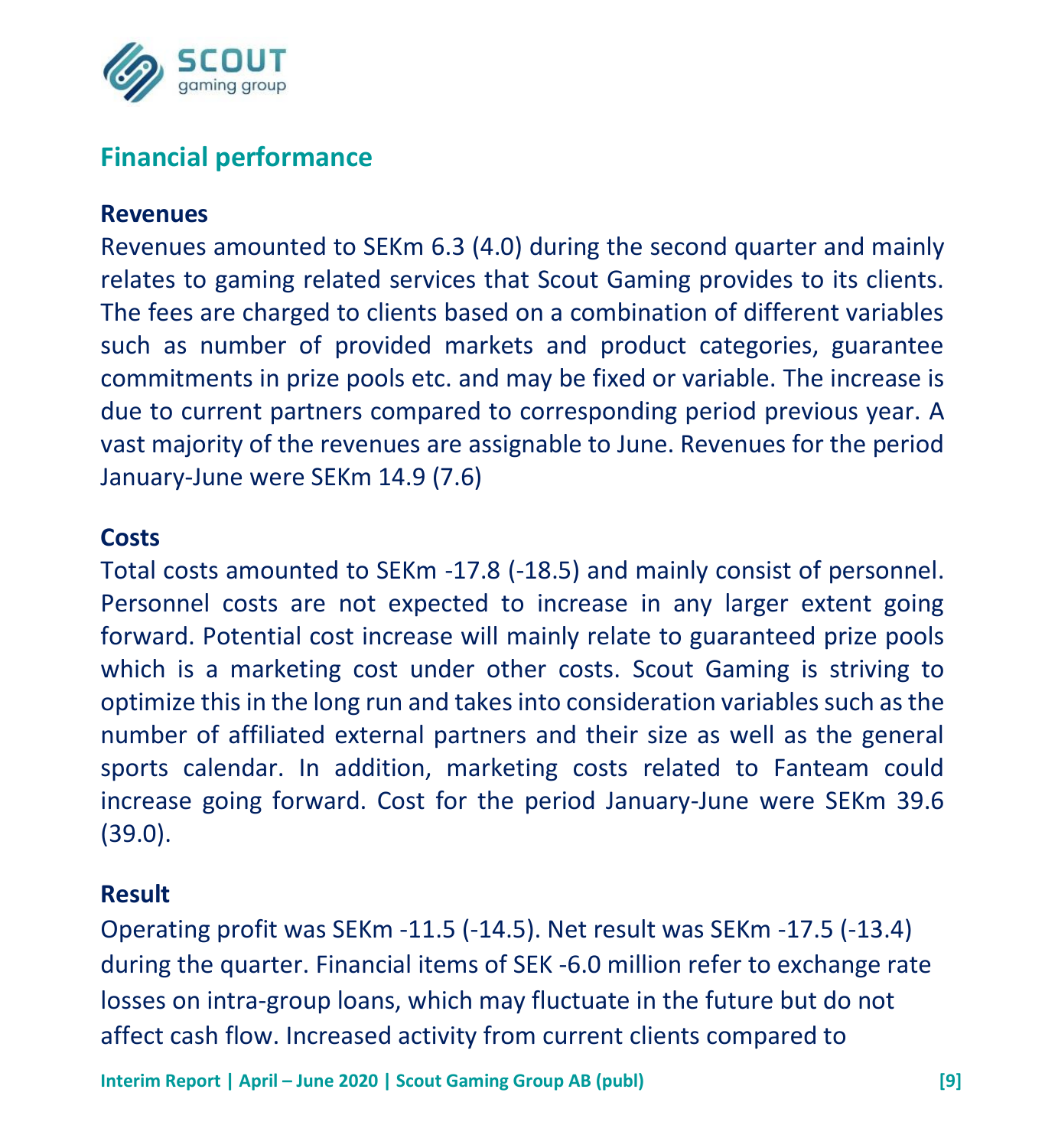## Financial performance

### Revenues

Revenues amounted to SEKm 6.3 (4.0) during the second quarter and mainly relates to gaming related services that Scout Gaming provides to its clients. The fees are charged to clients based on a combination of different variables such as number of provided markets and product categories, guarantee commitments in prize pools etc. and may be fixed or variable. The increase is due to current partners compared to corresponding period previous year. A vast majority of the revenues are assignable to June. Revenues for the period January-June were SEKm 14.9 (7.6)

### Costs

Total costs amounted to SEKm -17.8 (-18.5) and mainly consist of personnel. Personnel costs are not expected to increase in any larger extent going forward. Potential cost increase will mainly relate to guaranteed prize pools which is a marketing cost under other costs. Scout Gaming is striving to optimize this in the long run and takes into consideration variables such as the number of affiliated external partners and their size as well as the general sports calendar. In addition, marketing costs related to Fanteam could increase going forward. Cost for the period January-June were SEKm 39.6 (39.0).

### Result

Operating profit was SEKm -11.5 (-14.5). Net result was SEKm -17.5 (-13.4) during the quarter. Financial items of SEK -6.0 million refer to exchange rate losses on intra-group loans, which may fluctuate in the future but do not affect cash flow. Increased activity from current clients compared to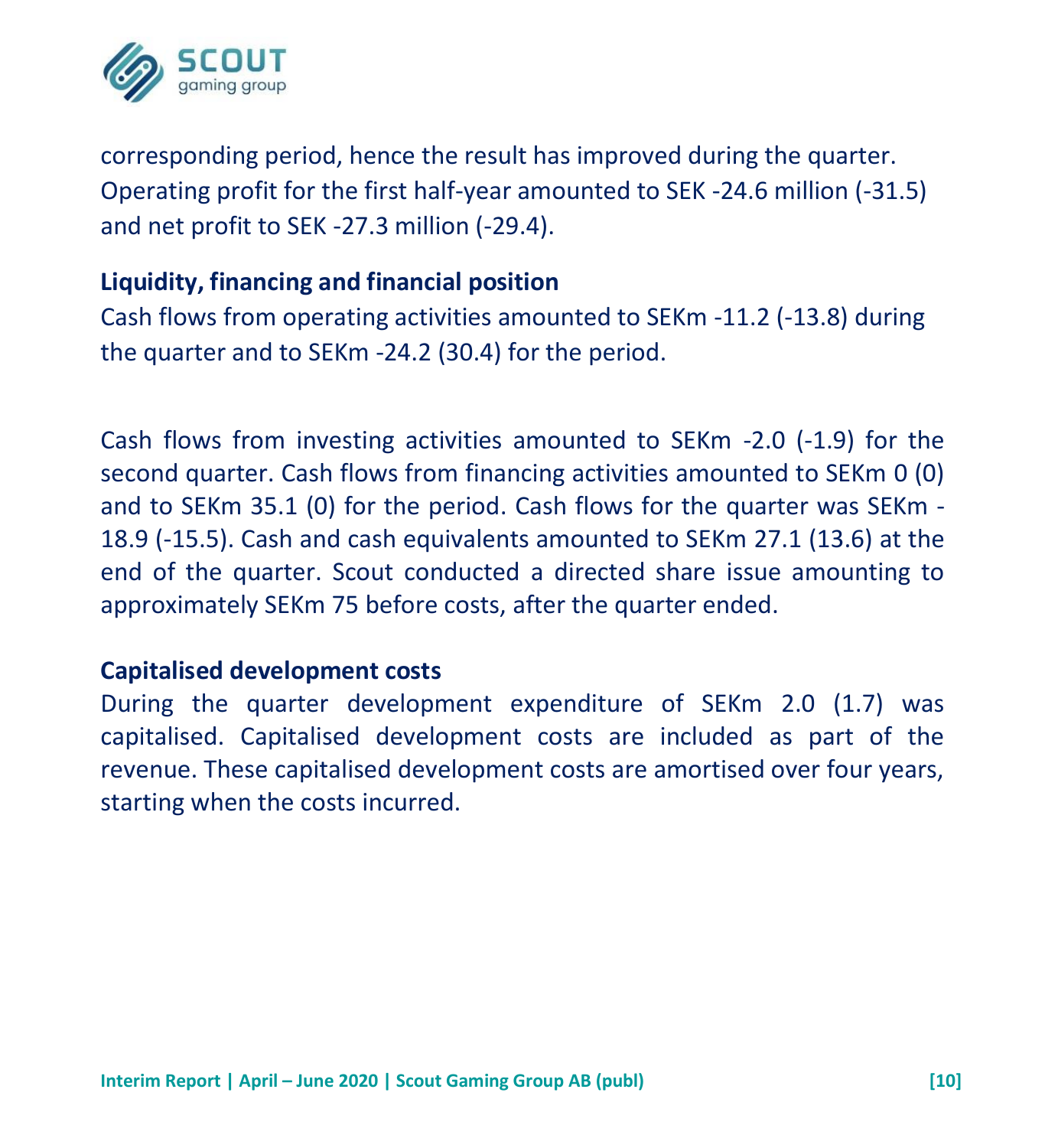corresponding period, hence the result has improved during the quarter. Operating profit for the first half-year amounted to SEK -24.6 million (-31.5) and net profit to SEK -27.3 million (-29.4).

### Liquidity, financing and financial position

Cash flows from operating activities amounted to SEKm -11.2 (-13.8) during the quarter and to SEKm -24.2 (30.4) for the period.

Cash flows from investing activities amounted to SEKm -2.0 (-1.9) for the second quarter. Cash flows from financing activities amounted to SEKm 0 (0) and to SEKm 35.1 (0) for the period. Cash flows for the quarter was SEKm -18.9 (-15.5). Cash and cash equivalents amounted to SEKm 27.1 (13.6) at the end of the quarter. Scout conducted a directed share issue amounting to approximately SEKm 75 before costs, after the quarter ended.

### Capitalised development costs

During the quarter development expenditure of SEKm 2.0 (1.7) was capitalised. Capitalised development costs are included as part of the revenue. These capitalised development costs are amortised over four years, starting when the costs incurred.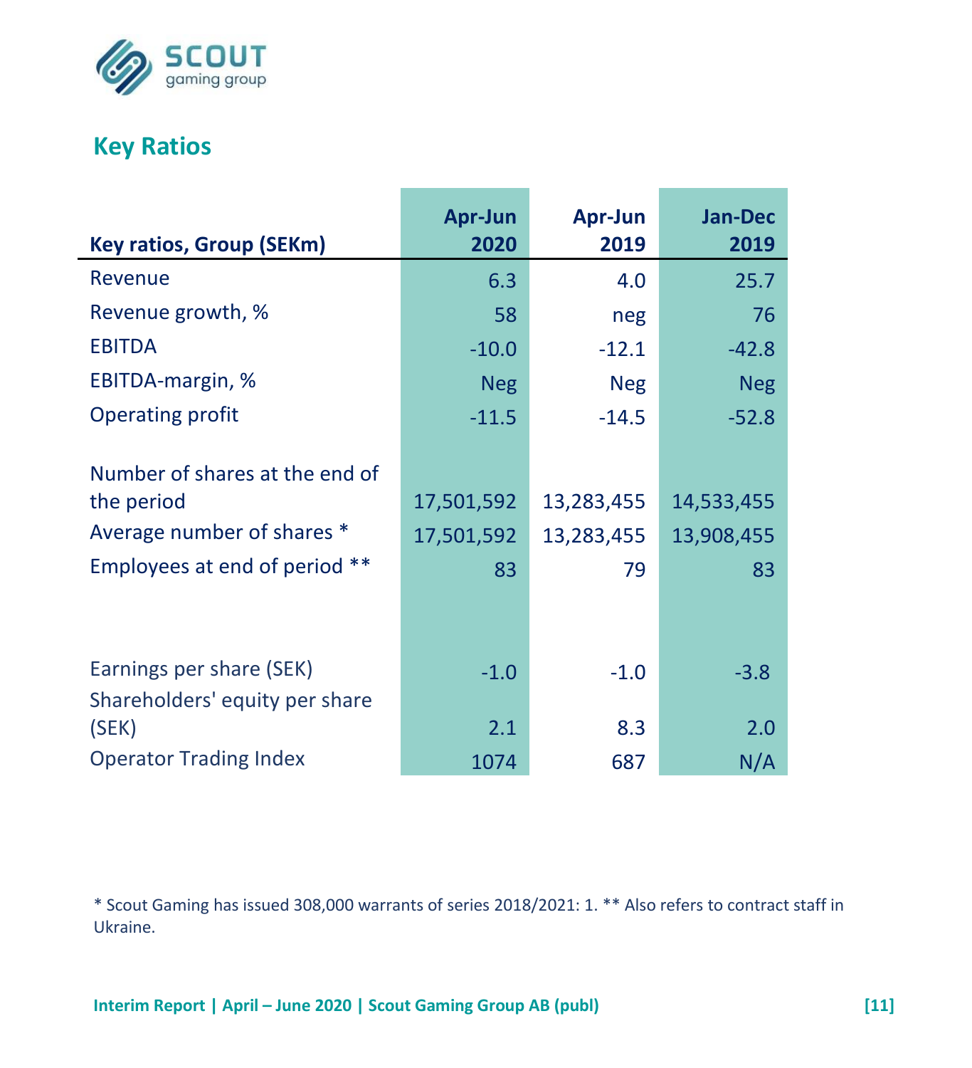## Key Ratios

| Key ratios, Group (SEKm) | Apr-Jun 2020 | Apr-Jun 2019 | Jan-Dec 2019 |
|---|---|---|---|
| Revenue | 6.3 | 4.0 | 25.7 |
| Revenue growth, % | 58 | neg | 76 |
| EBITDA | -10.0 | -12.1 | -42.8 |
| EBITDA-margin, % | Neg | Neg | Neg |
| Operating profit | -11.5 | -14.5 | -52.8 |
| | | | |
| Number of shares at the end of the period | 17,501,592 | 13,283,455 | 14,533,455 |
| Average number of shares * | 17,501,592 | 13,283,455 | 13,908,455 |
| Employees at end of period ** | 83 | 79 | 83 |
| | | | |
| Earnings per share (SEK) | -1.0 | -1.0 | -3.8 |
| Shareholders' equity per share (SEK) | 2.1 | 8.3 | 2.0 |
| Operator Trading Index | 1074 | 687 | N/A |

* Scout Gaming has issued 308,000 warrants of series 2018/2021: 1. ** Also refers to contract staff in Ukraine.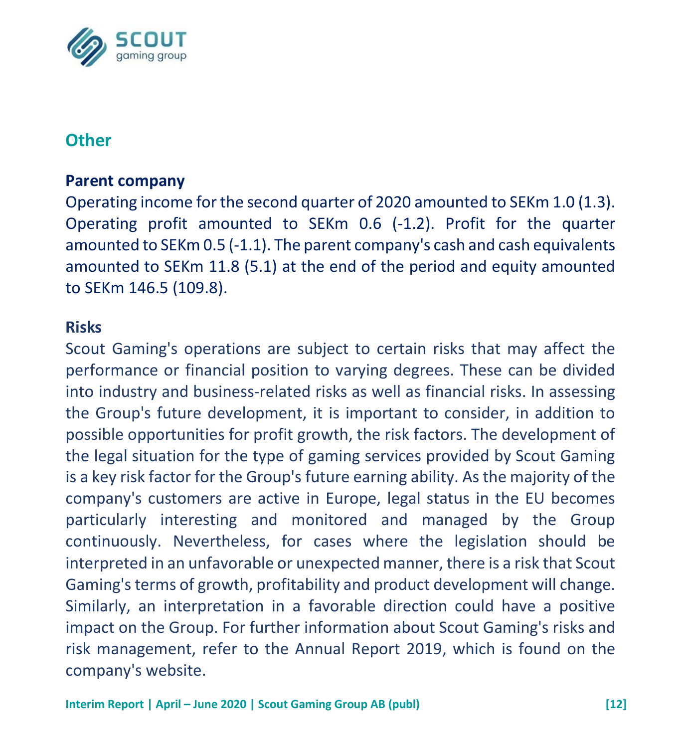## Other

### Parent company

Operating income for the second quarter of 2020 amounted to SEKm 1.0 (1.3). Operating profit amounted to SEKm 0.6 (-1.2). Profit for the quarter amounted to SEKm 0.5 (-1.1). The parent company's cash and cash equivalents amounted to SEKm 11.8 (5.1) at the end of the period and equity amounted to SEKm 146.5 (109.8).

### Risks

Scout Gaming's operations are subject to certain risks that may affect the performance or financial position to varying degrees. These can be divided into industry and business-related risks as well as financial risks. In assessing the Group's future development, it is important to consider, in addition to possible opportunities for profit growth, the risk factors. The development of the legal situation for the type of gaming services provided by Scout Gaming is a key risk factor for the Group's future earning ability. As the majority of the company's customers are active in Europe, legal status in the EU becomes particularly interesting and monitored and managed by the Group continuously. Nevertheless, for cases where the legislation should be interpreted in an unfavorable or unexpected manner, there is a risk that Scout Gaming's terms of growth, profitability and product development will change. Similarly, an interpretation in a favorable direction could have a positive impact on the Group. For further information about Scout Gaming's risks and risk management, refer to the Annual Report 2019, which is found on the company's website.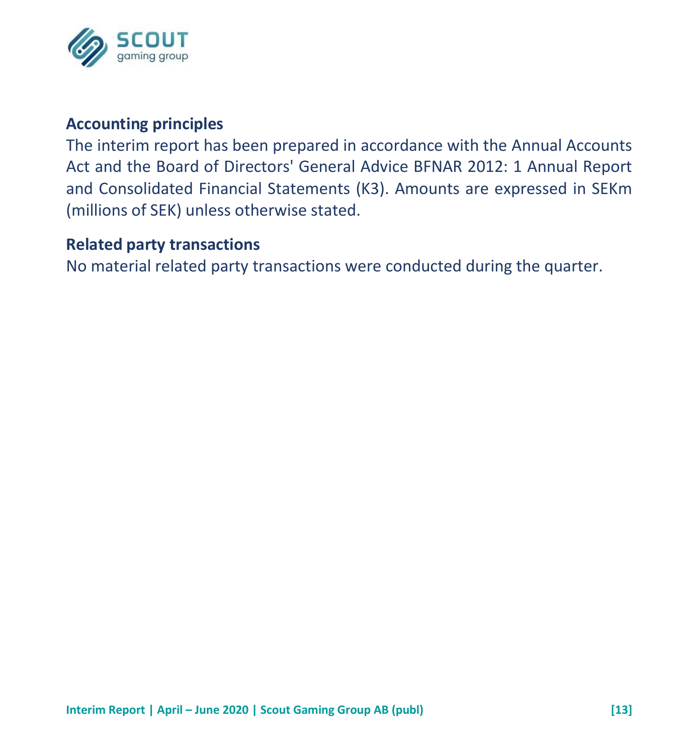## Accounting principles

The interim report has been prepared in accordance with the Annual Accounts Act and the Board of Directors' General Advice BFNAR 2012: 1 Annual Report and Consolidated Financial Statements (K3). Amounts are expressed in SEKm (millions of SEK) unless otherwise stated.

## Related party transactions

No material related party transactions were conducted during the quarter.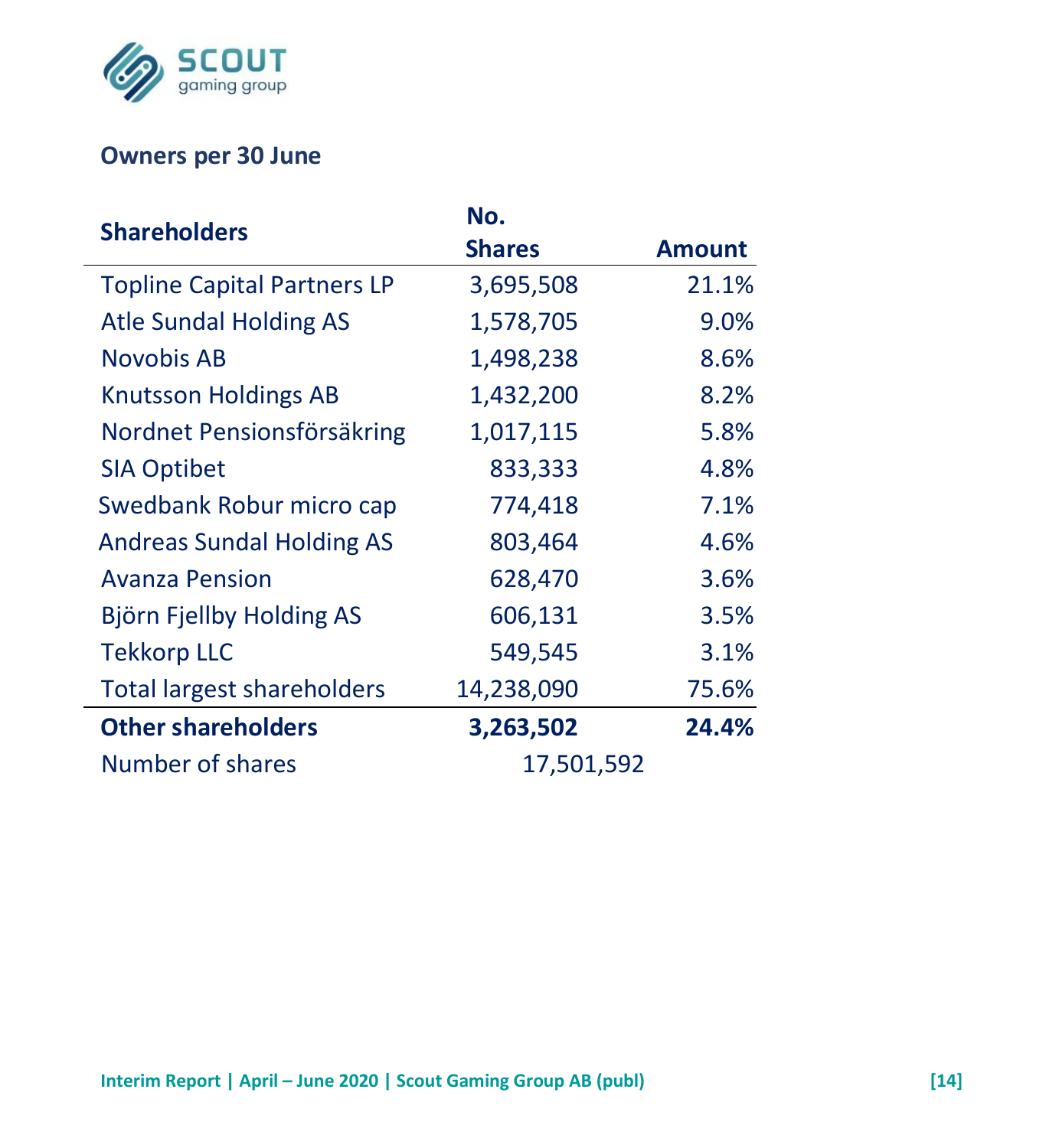## Owners per 30 June

| Shareholders | No. Shares | Amount |
|---|---:|---:|
| Topline Capital Partners LP | 3,695,508 | 21.1% |
| Atle Sundal Holding AS | 1,578,705 | 9.0% |
| Novobis AB | 1,498,238 | 8.6% |
| Knutsson Holdings AB | 1,432,200 | 8.2% |
| Nordnet Pensionsförsäkring | 1,017,115 | 5.8% |
| SIA Optibet | 833,333 | 4.8% |
| Swedbank Robur micro cap | 774,418 | 7.1% |
| Andreas Sundal Holding AS | 803,464 | 4.6% |
| Avanza Pension | 628,470 | 3.6% |
| Björn Fjellby Holding AS | 606,131 | 3.5% |
| Tekkorp LLC | 549,545 | 3.1% |
| Total largest shareholders | 14,238,090 | 75.6% |
| **Other shareholders** | **3,263,502** | **24.4%** |
| Number of shares | 17,501,592 | |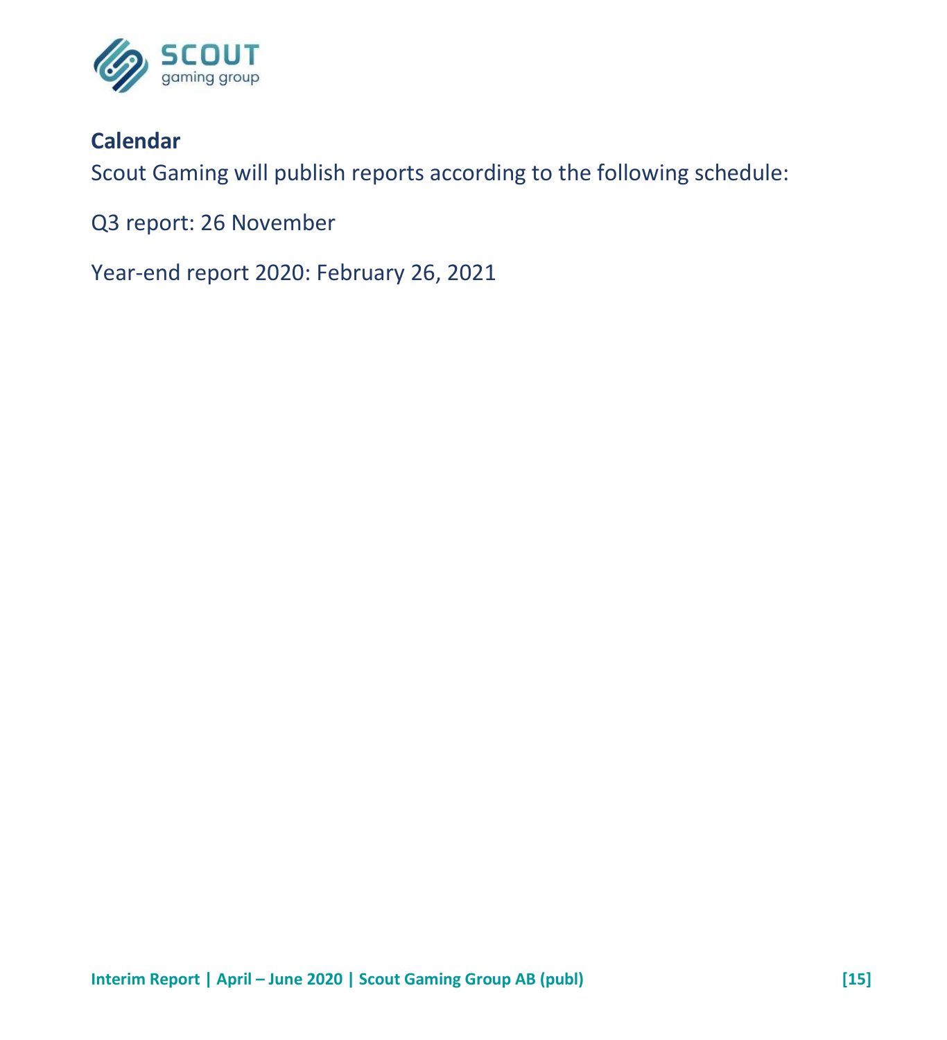## Calendar

Scout Gaming will publish reports according to the following schedule:

Q3 report: 26 November

Year-end report 2020: February 26, 2021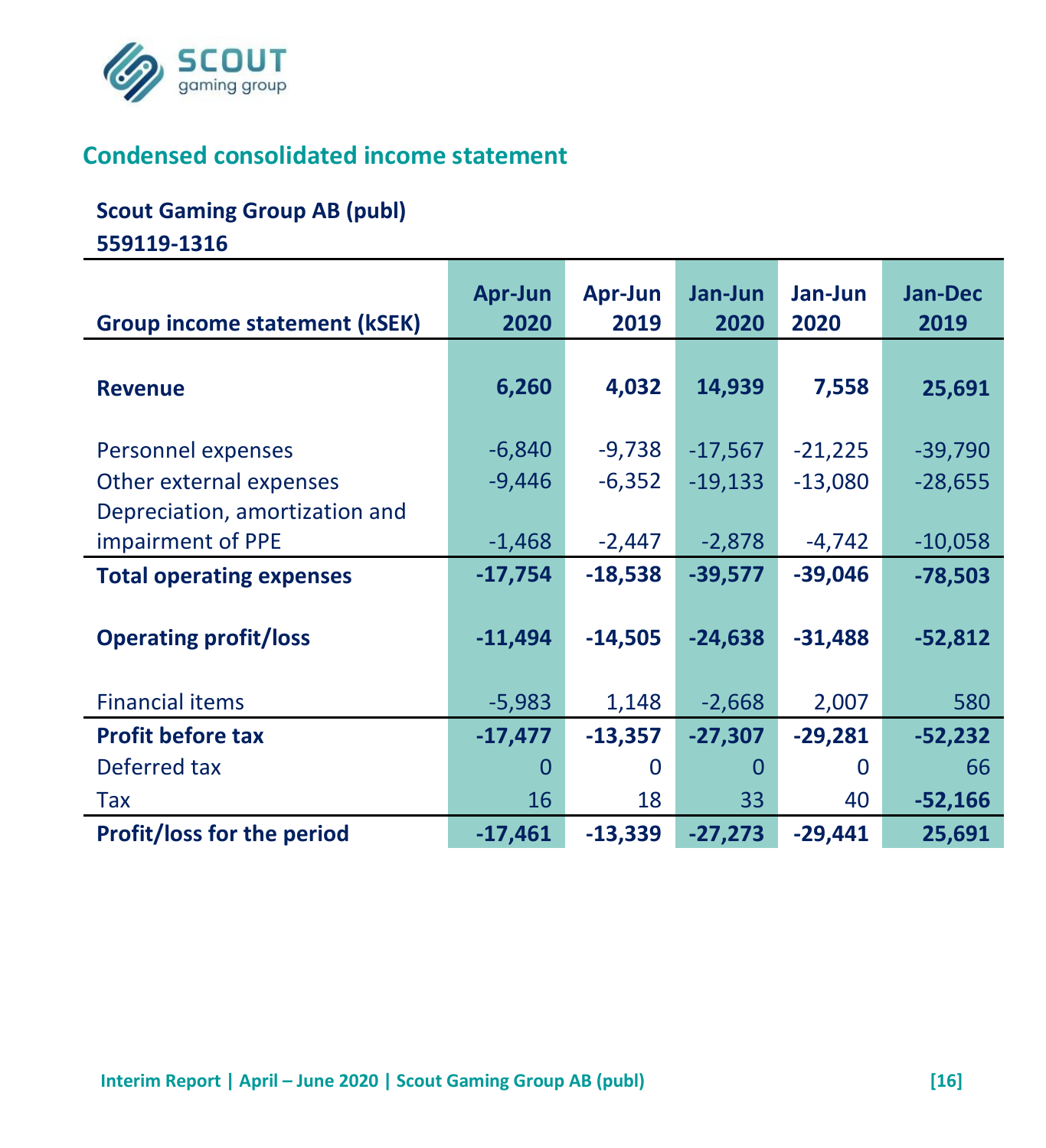## Condensed consolidated income statement

**Scout Gaming Group AB (publ)**
**559119-1316**

| Group income statement (kSEK) | Apr-Jun 2020 | Apr-Jun 2019 | Jan-Jun 2020 | Jan-Jun 2020 | Jan-Dec 2019 |
|---|---|---|---|---|---|
| **Revenue** | **6,260** | **4,032** | **14,939** | **7,558** | **25,691** |
| Personnel expenses | -6,840 | -9,738 | -17,567 | -21,225 | -39,790 |
| Other external expenses | -9,446 | -6,352 | -19,133 | -13,080 | -28,655 |
| Depreciation, amortization and impairment of PPE | -1,468 | -2,447 | -2,878 | -4,742 | -10,058 |
| **Total operating expenses** | **-17,754** | **-18,538** | **-39,577** | **-39,046** | **-78,503** |
| **Operating profit/loss** | **-11,494** | **-14,505** | **-24,638** | **-31,488** | **-52,812** |
| Financial items | -5,983 | 1,148 | -2,668 | 2,007 | 580 |
| **Profit before tax** | **-17,477** | **-13,357** | **-27,307** | **-29,281** | **-52,232** |
| Deferred tax | 0 | 0 | 0 | 0 | 66 |
| Tax | 16 | 18 | 33 | 40 | **-52,166** |
| **Profit/loss for the period** | **-17,461** | **-13,339** | **-27,273** | **-29,441** | **25,691** |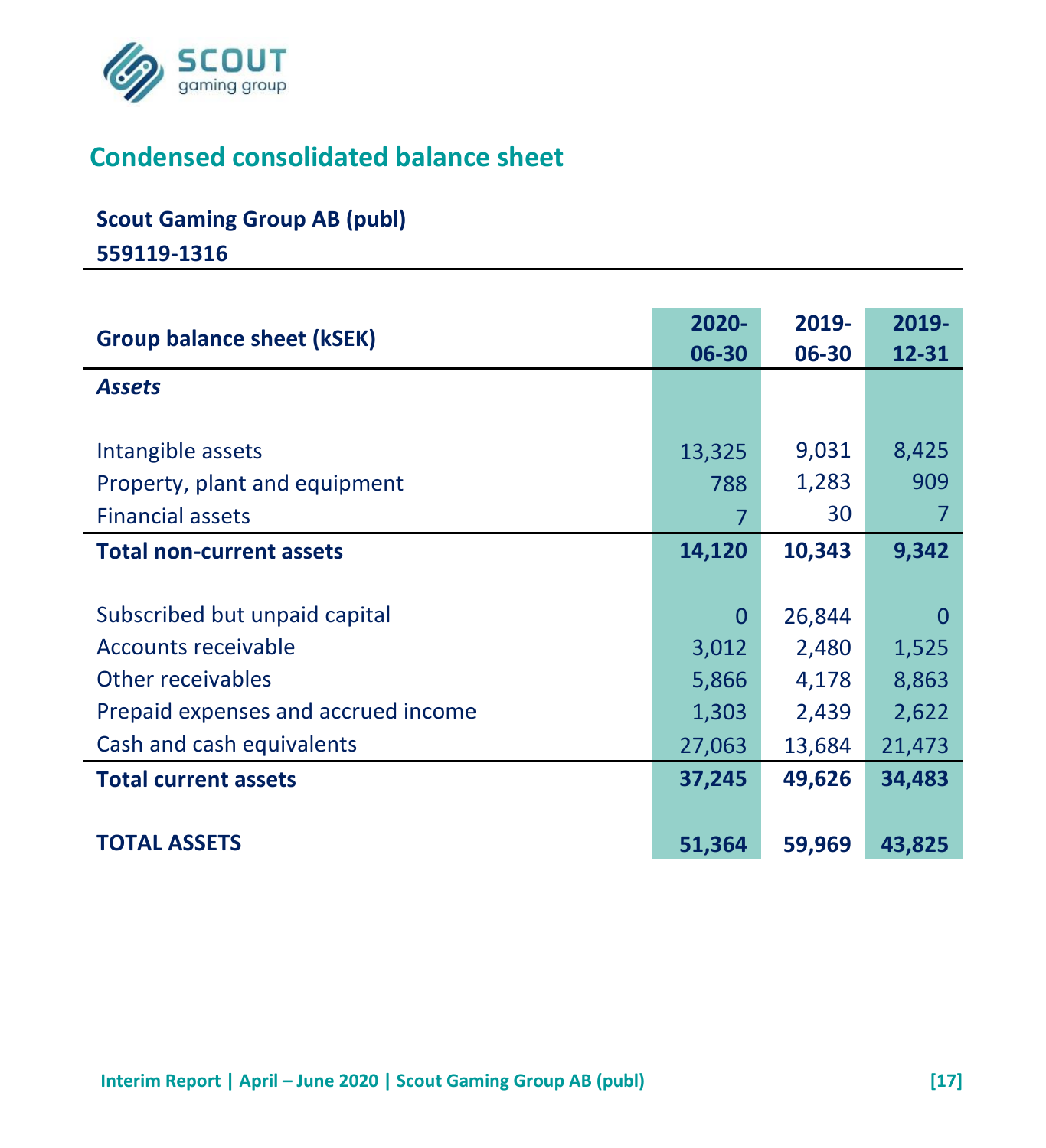## Condensed consolidated balance sheet

**Scout Gaming Group AB (publ)**

**559119-1316**

| **Group balance sheet (kSEK)** | **2020-06-30** | **2019-06-30** | **2019-12-31** |
|---|---|---|---|
| ***Assets*** | | | |
| Intangible assets | 13,325 | 9,031 | 8,425 |
| Property, plant and equipment | 788 | 1,283 | 909 |
| Financial assets | 7 | 30 | 7 |
| **Total non-current assets** | **14,120** | **10,343** | **9,342** |
| Subscribed but unpaid capital | 0 | 26,844 | 0 |
| Accounts receivable | 3,012 | 2,480 | 1,525 |
| Other receivables | 5,866 | 4,178 | 8,863 |
| Prepaid expenses and accrued income | 1,303 | 2,439 | 2,622 |
| Cash and cash equivalents | 27,063 | 13,684 | 21,473 |
| **Total current assets** | **37,245** | **49,626** | **34,483** |
| **TOTAL ASSETS** | **51,364** | **59,969** | **43,825** |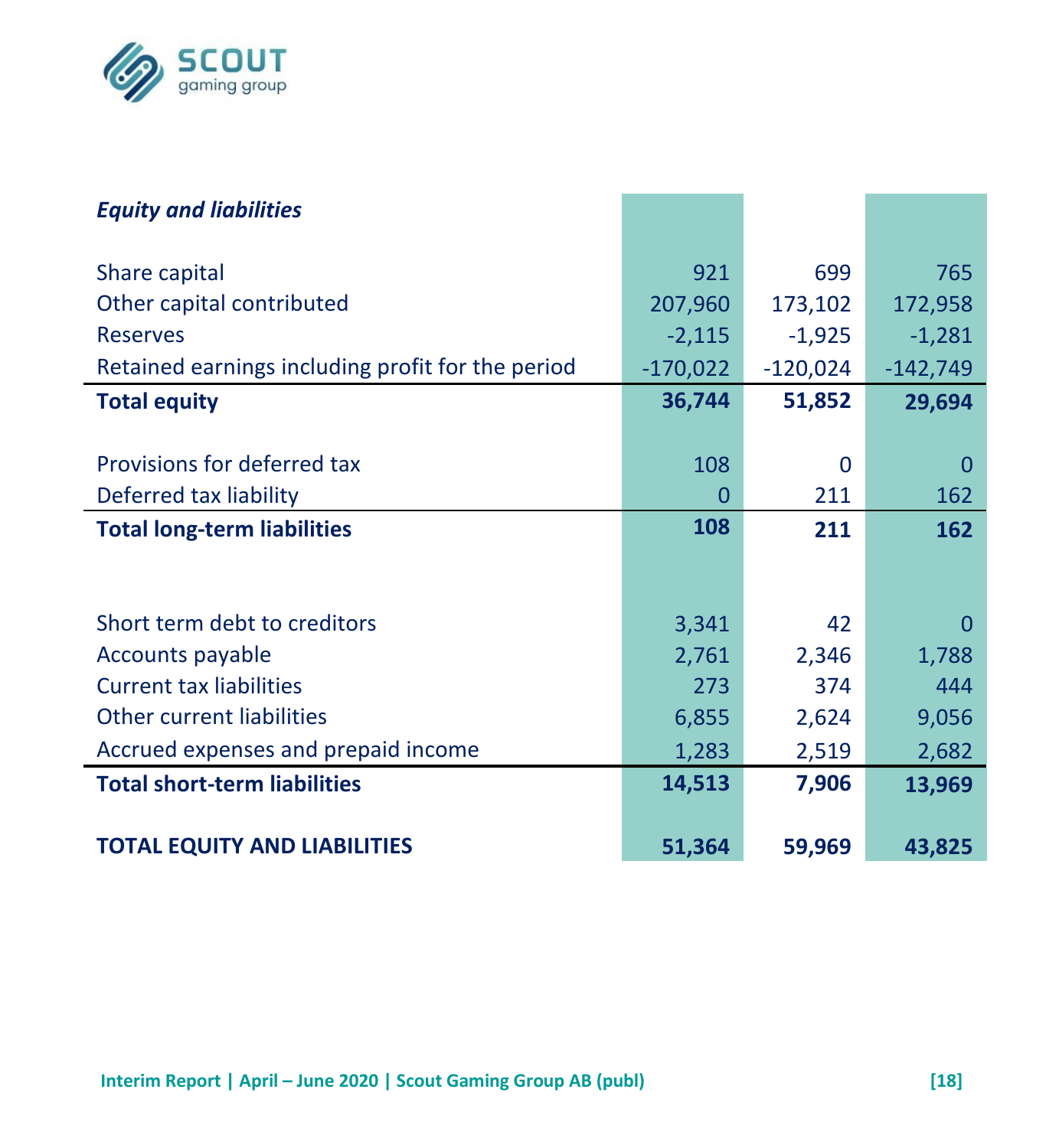| *Equations and liabilities* | | | |
|---|---|---|---|
| ***Equity and liabilities*** | | | |
| Share capital | 921 | 699 | 765 |
| Other capital contributed | 207,960 | 173,102 | 172,958 |
| Reserves | -2,115 | -1,925 | -1,281 |
| Retained earnings including profit for the period | -170,022 | -120,024 | -142,749 |
| **Total equity** | **36,744** | **51,852** | **29,694** |
| Provisions for deferred tax | 108 | 0 | 0 |
| Deferred tax liability | 0 | 211 | 162 |
| **Total long-term liabilities** | **108** | **211** | **162** |
| Short term debt to creditors | 3,341 | 42 | 0 |
| Accounts payable | 2,761 | 2,346 | 1,788 |
| Current tax liabilities | 273 | 374 | 444 |
| Other current liabilities | 6,855 | 2,624 | 9,056 |
| Accrued expenses and prepaid income | 1,283 | 2,519 | 2,682 |
| **Total short-term liabilities** | **14,513** | **7,906** | **13,969** |
| **TOTAL EQUITY AND LIABILITIES** | **51,364** | **59,969** | **43,825** |

| ***Equity and liabilities*** | | | |
|---|---|---|---|
| Share capital | 921 | 699 | 765 |
| Other capital contributed | 207,960 | 173,102 | 172,958 |
| Reserves | -2,115 | -1,925 | -1,281 |
| Retained earnings including profit for the period | -170,022 | -120,024 | -142,749 |
| **Total equity** | **36,744** | **51,852** | **29,694** |
| Provisions for deferred tax | 108 | 0 | 0 |
| Deferred tax liability | 0 | 211 | 162 |
| **Total long-term liabilities** | **108** | **211** | **162** |
| Short term debt to creditors | 3,341 | 42 | 0 |
| Accounts payable | 2,761 | 2,346 | 1,788 |
| Current tax liabilities | 273 | 374 | 444 |
| Other current liabilities | 6,855 | 2,624 | 9,056 |
| Accrued expenses and prepaid income | 1,283 | 2,519 | 2,682 |
| **Total short-term liabilities** | **14,513** | **7,906** | **13,969** |
| **TOTAL EQUITY AND LIABILITIES** | **51,364** | **59,969** | **43,825** |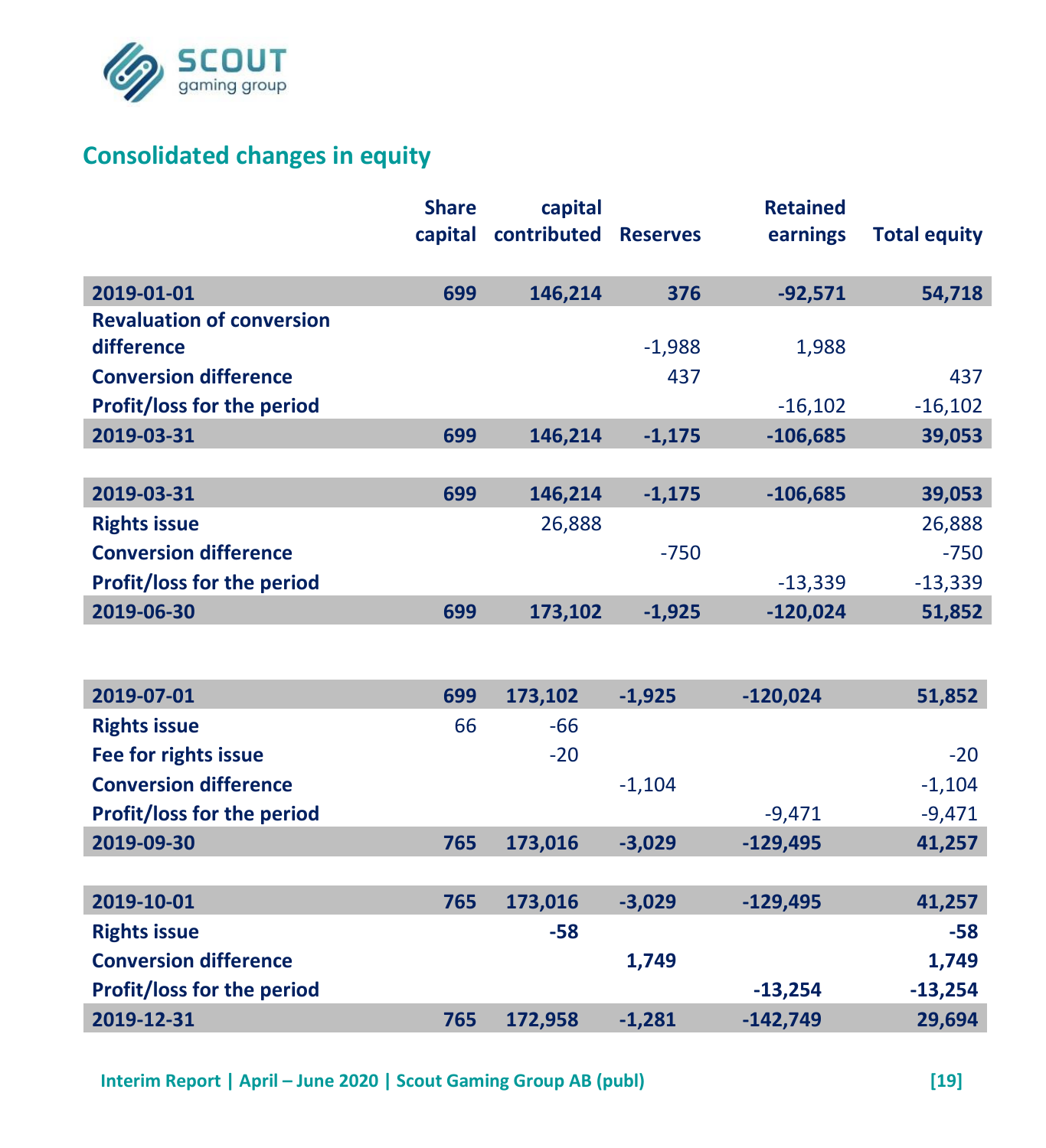## Consolidated changes in equity

| | Share capital | capital contributed | Reserves | Retained earnings | Total equity |
|---|---|---|---|---|---|
| **2019-01-01** | **699** | **146,214** | **376** | **-92,571** | **54,718** |
| **Revaluation of conversion difference** | | | -1,988 | 1,988 | |
| **Conversion difference** | | | 437 | | 437 |
| **Profit/loss for the period** | | | | -16,102 | -16,102 |
| **2019-03-31** | **699** | **146,214** | **-1,175** | **-106,685** | **39,053** |
| | | | | | |
| **2019-03-31** | **699** | **146,214** | **-1,175** | **-106,685** | **39,053** |
| **Rights issue** | | 26,888 | | | 26,888 |
| **Conversion difference** | | | -750 | | -750 |
| **Profit/loss for the period** | | | | -13,339 | -13,339 |
| **2019-06-30** | **699** | **173,102** | **-1,925** | **-120,024** | **51,852** |
| | | | | | |
| **2019-07-01** | **699** | **173,102** | **-1,925** | **-120,024** | **51,852** |
| **Rights issue** | 66 | -66 | | | |
| **Fee for rights issue** | | -20 | | | -20 |
| **Conversion difference** | | | -1,104 | | -1,104 |
| **Profit/loss for the period** | | | | -9,471 | -9,471 |
| **2019-09-30** | **765** | **173,016** | **-3,029** | **-129,495** | **41,257** |
| | | | | | |
| **2019-10-01** | **765** | **173,016** | **-3,029** | **-129,495** | **41,257** |
| **Rights issue** | | **-58** | | | **-58** |
| **Conversion difference** | | | **1,749** | | **1,749** |
| **Profit/loss for the period** | | | | **-13,254** | **-13,254** |
| **2019-12-31** | **765** | **172,958** | **-1,281** | **-142,749** | **29,694** |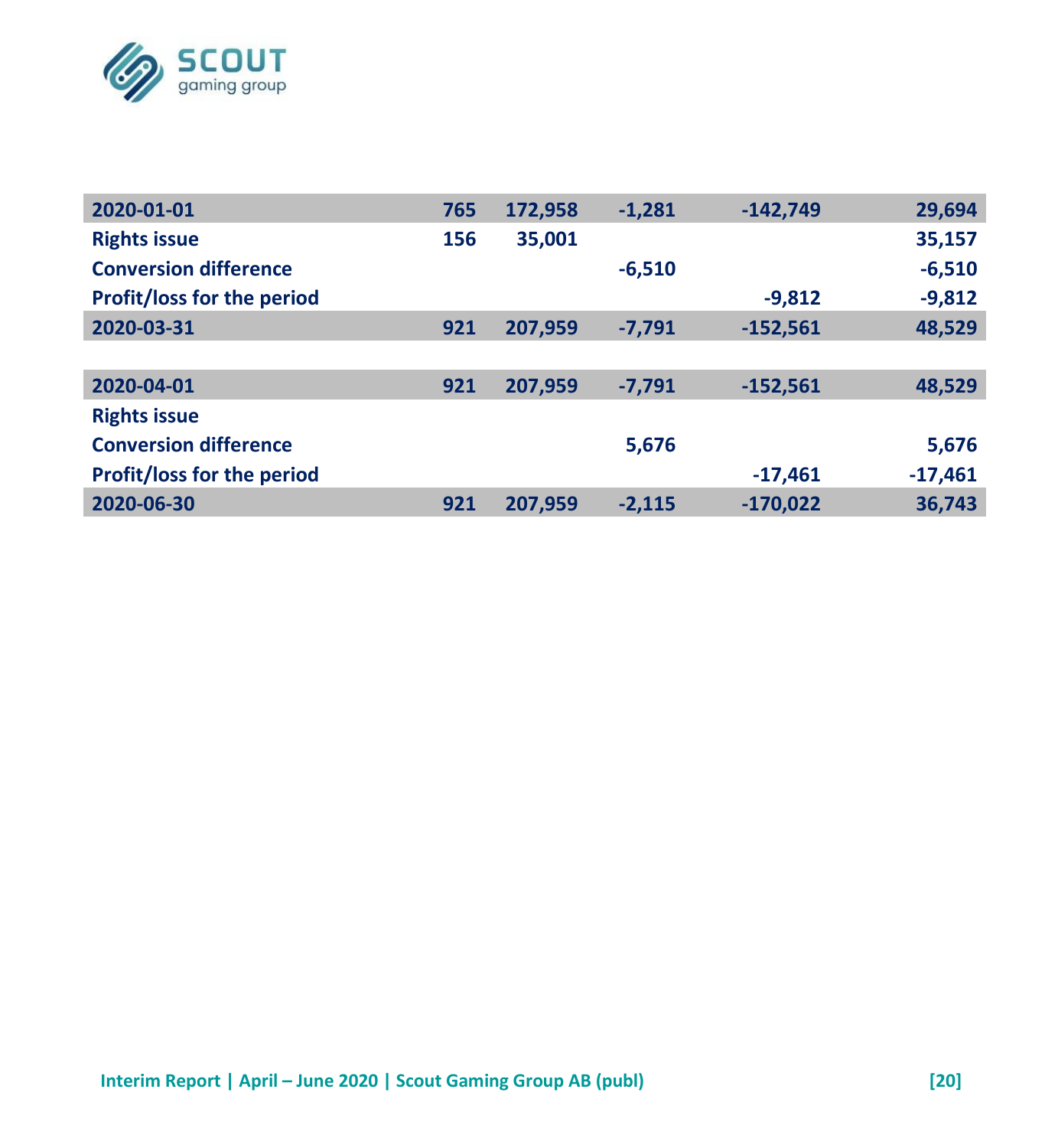| | | | | | |
|---|---|---|---|---|---|
| **2020-01-01** | **765** | **172,958** | **-1,281** | **-142,749** | **29,694** |
| **Rights issue** | **156** | **35,001** | | | **35,157** |
| **Conversion difference** | | | **-6,510** | | **-6,510** |
| **Profit/loss for the period** | | | | **-9,812** | **-9,812** |
| **2020-03-31** | **921** | **207,959** | **-7,791** | **-152,561** | **48,529** |
| | | | | | |
| **2020-04-01** | **921** | **207,959** | **-7,791** | **-152,561** | **48,529** |
| **Rights issue** | | | | | |
| **Conversion difference** | | | **5,676** | | **5,676** |
| **Profit/loss for the period** | | | | **-17,461** | **-17,461** |
| **2020-06-30** | **921** | **207,959** | **-2,115** | **-170,022** | **36,743** |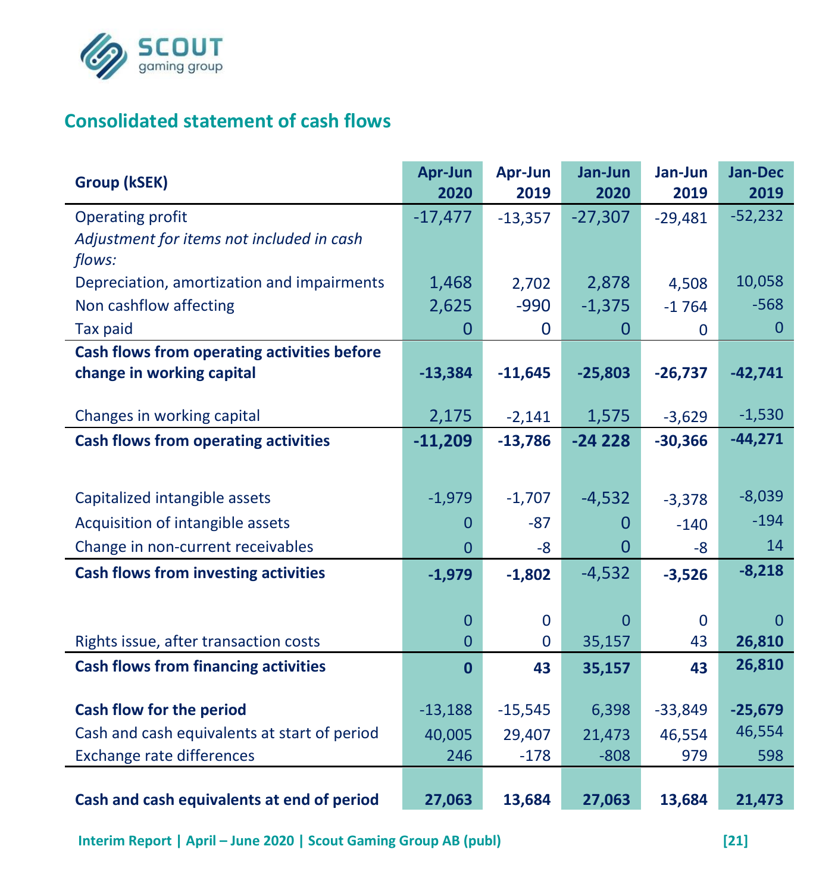## Consolidated statement of cash flows

| Group (kSEK) | Apr-Jun 2020 | Apr-Jun 2019 | Jan-Jun 2020 | Jan-Jun 2019 | Jan-Dec 2019 |
|---|---|---|---|---|---|
| Operating profit | -17,477 | -13,357 | -27,307 | -29,481 | -52,232 |
| *Adjustment for items not included in cash flows:* | | | | | |
| Depreciation, amortization and impairments | 1,468 | 2,702 | 2,878 | 4,508 | 10,058 |
| Non cashflow affecting | 2,625 | -990 | -1,375 | -1 764 | -568 |
| Tax paid | 0 | 0 | 0 | 0 | 0 |
| **Cash flows from operating activities before change in working capital** | **-13,384** | **-11,645** | **-25,803** | **-26,737** | **-42,741** |
| Changes in working capital | 2,175 | -2,141 | 1,575 | -3,629 | -1,530 |
| **Cash flows from operating activities** | **-11,209** | **-13,786** | **-24 228** | **-30,366** | **-44,271** |
| Capitalized intangible assets | -1,979 | -1,707 | -4,532 | -3,378 | -8,039 |
| Acquisition of intangible assets | 0 | -87 | 0 | -140 | -194 |
| Change in non-current receivables | 0 | -8 | 0 | -8 | 14 |
| **Cash flows from investing activities** | **-1,979** | **-1,802** | -4,532 | **-3,526** | **-8,218** |
| | 0 | 0 | 0 | 0 | 0 |
| Rights issue, after transaction costs | 0 | 0 | 35,157 | 43 | **26,810** |
| **Cash flows from financing activities** | **0** | **43** | **35,157** | **43** | **26,810** |
| **Cash flow for the period** | -13,188 | -15,545 | 6,398 | -33,849 | **-25,679** |
| Cash and cash equivalents at start of period | 40,005 | 29,407 | 21,473 | 46,554 | 46,554 |
| Exchange rate differences | 246 | -178 | -808 | 979 | 598 |
| **Cash and cash equivalents at end of period** | **27,063** | **13,684** | **27,063** | **13,684** | **21,473** |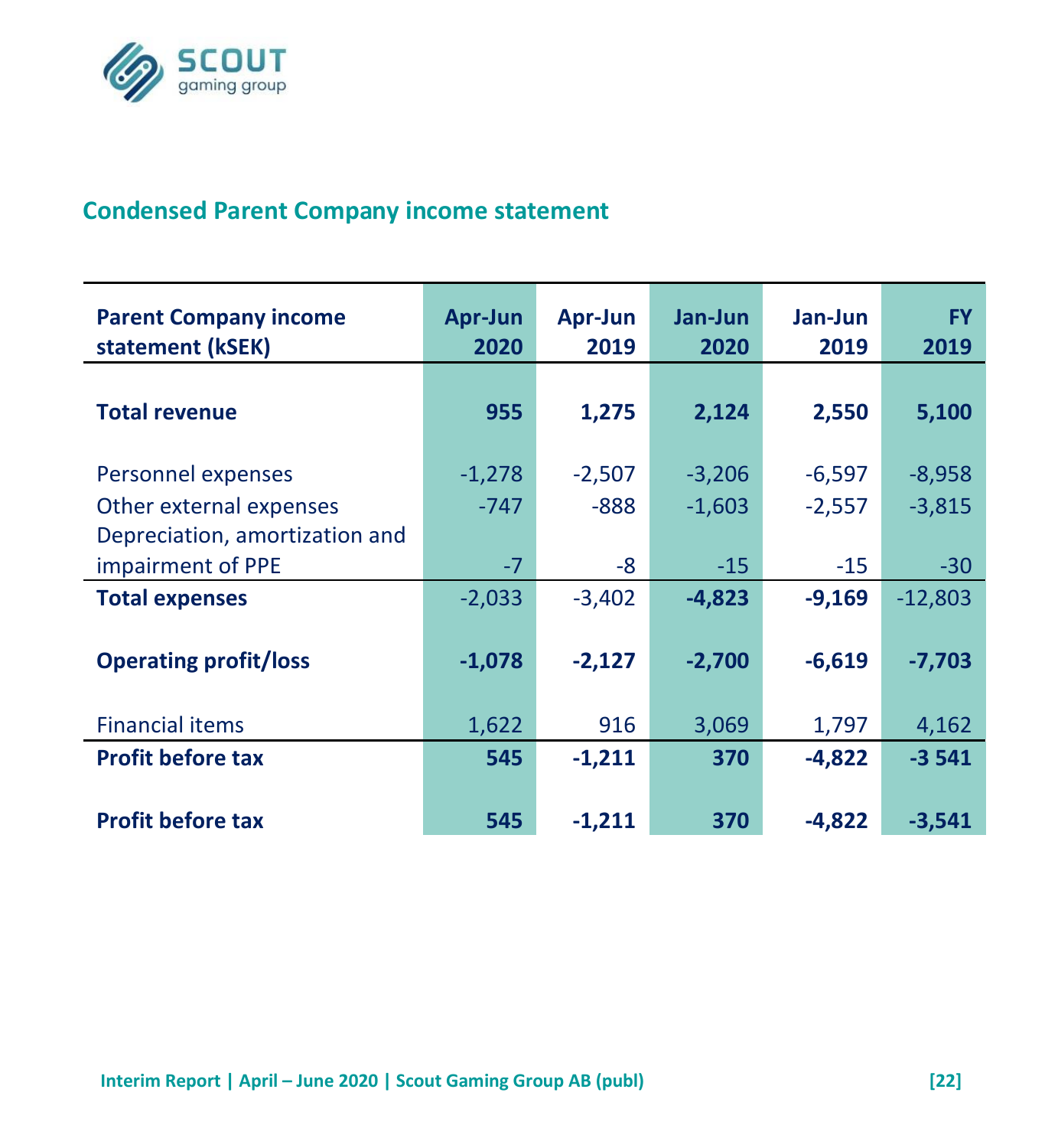## Condensed Parent Company income statement

| Parent Company income statement (kSEK) | Apr-Jun 2020 | Apr-Jun 2019 | Jan-Jun 2020 | Jan-Jun 2019 | FY 2019 |
|---|---|---|---|---|---|
| **Total revenue** | **955** | **1,275** | **2,124** | **2,550** | **5,100** |
| Personnel expenses | -1,278 | -2,507 | -3,206 | -6,597 | -8,958 |
| Other external expenses | -747 | -888 | -1,603 | -2,557 | -3,815 |
| Depreciation, amortization and impairment of PPE | -7 | -8 | -15 | -15 | -30 |
| **Total expenses** | -2,033 | -3,402 | **-4,823** | **-9,169** | -12,803 |
| **Operating profit/loss** | **-1,078** | **-2,127** | **-2,700** | **-6,619** | **-7,703** |
| Financial items | 1,622 | 916 | 3,069 | 1,797 | 4,162 |
| **Profit before tax** | **545** | **-1,211** | **370** | **-4,822** | **-3 541** |
| **Profit before tax** | **545** | **-1,211** | **370** | **-4,822** | **-3,541** |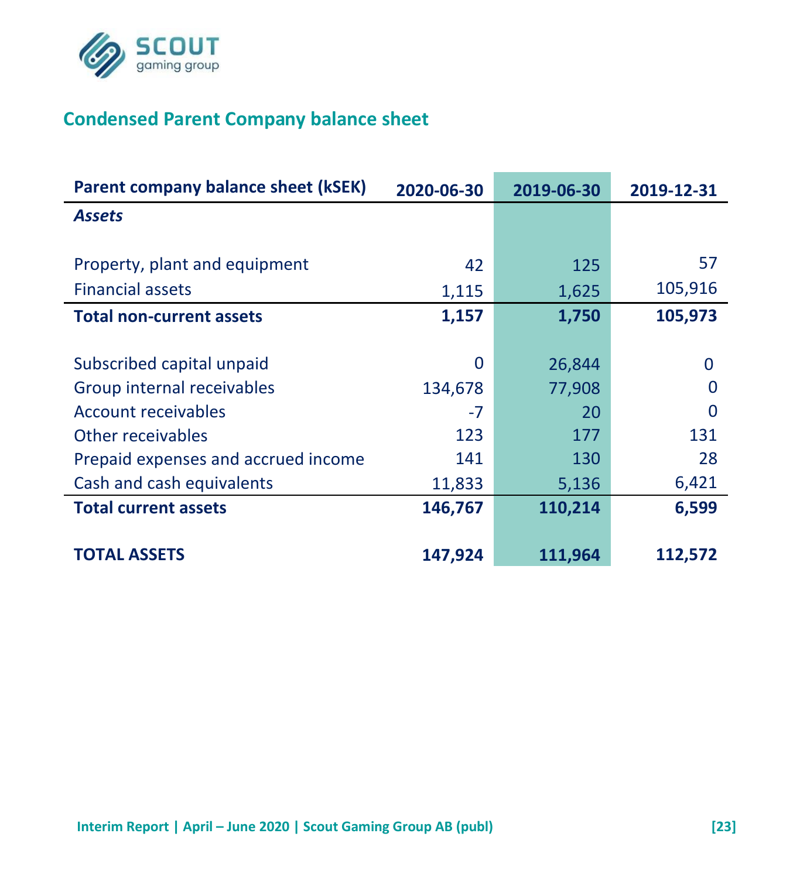## Condensed Parent Company balance sheet

| Parent company balance sheet (kSEK) | 2020-06-30 | 2019-06-30 | 2019-12-31 |
|---|---|---|---|
| ***Assets*** | | | |
| Property, plant and equipment | 42 | 125 | 57 |
| Financial assets | 1,115 | 1,625 | 105,916 |
| **Total non-current assets** | **1,157** | **1,750** | **105,973** |
| Subscribed capital unpaid | 0 | 26,844 | 0 |
| Group internal receivables | 134,678 | 77,908 | 0 |
| Account receivables | -7 | 20 | 0 |
| Other receivables | 123 | 177 | 131 |
| Prepaid expenses and accrued income | 141 | 130 | 28 |
| Cash and cash equivalents | 11,833 | 5,136 | 6,421 |
| **Total current assets** | **146,767** | **110,214** | **6,599** |
| **TOTAL ASSETS** | **147,924** | **111,964** | **112,572** |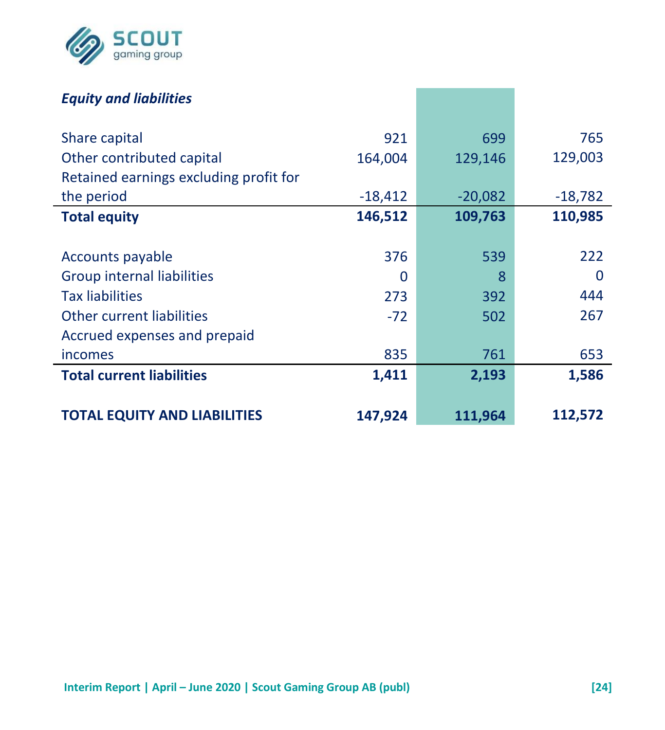*Equity and liabilities*

| | | | |
|---|---|---|---|
| Share capital | 921 | 699 | 765 |
| Other contributed capital | 164,004 | 129,146 | 129,003 |
| Retained earnings excluding profit for the period | -18,412 | -20,082 | -18,782 |
| **Total equity** | **146,512** | **109,763** | **110,985** |
| | | | |
| Accounts payable | 376 | 539 | 222 |
| Group internal liabilities | 0 | 8 | 0 |
| Tax liabilities | 273 | 392 | 444 |
| Other current liabilities | -72 | 502 | 267 |
| Accrued expenses and prepaid incomes | 835 | 761 | 653 |
| **Total current liabilities** | **1,411** | **2,193** | **1,586** |
| | | | |
| **TOTAL EQUITY AND LIABILITIES** | **147,924** | **111,964** | **112,572** |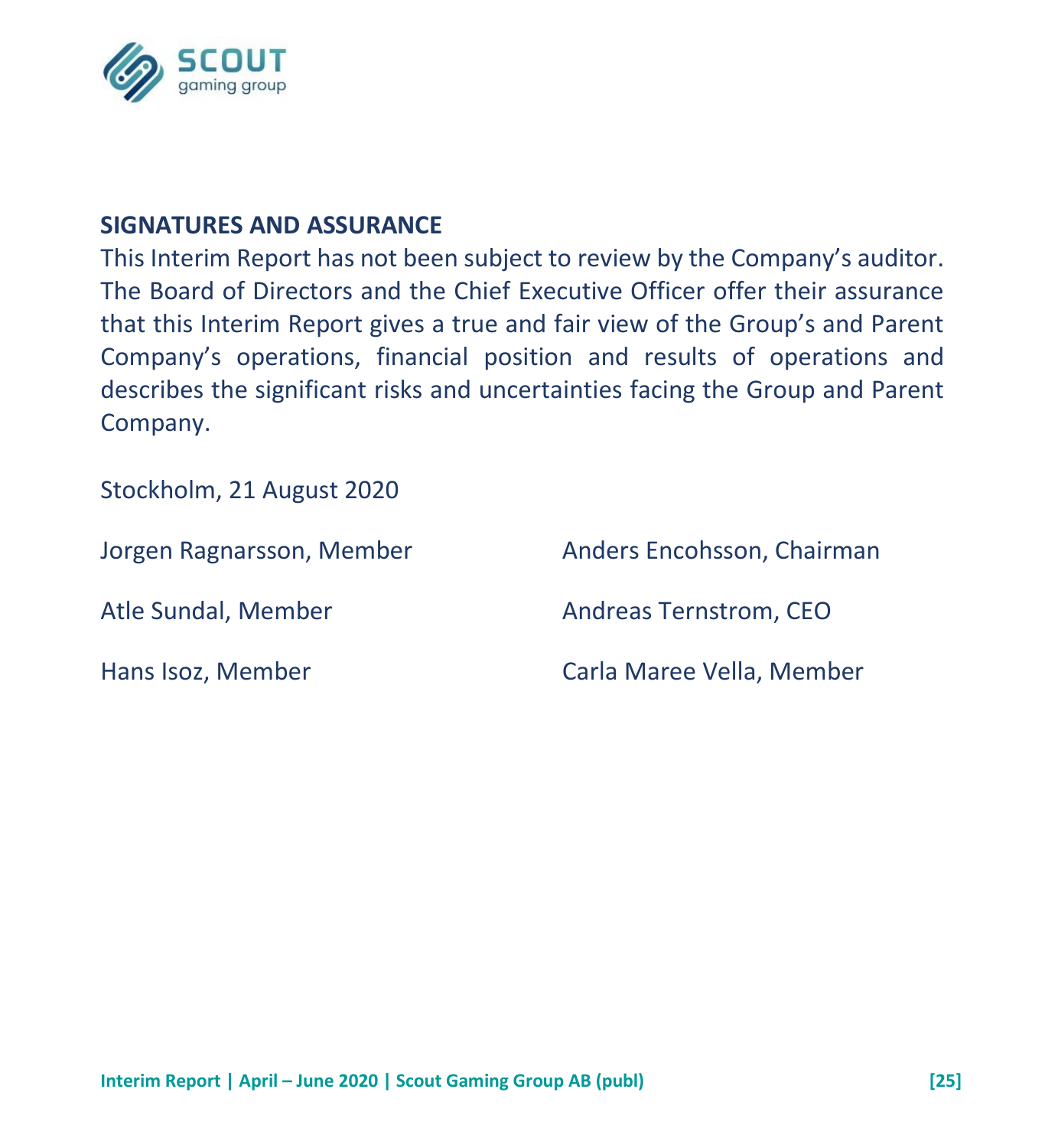## SIGNATURES AND ASSURANCE

This Interim Report has not been subject to review by the Company's auditor. The Board of Directors and the Chief Executive Officer offer their assurance that this Interim Report gives a true and fair view of the Group's and Parent Company's operations, financial position and results of operations and describes the significant risks and uncertainties facing the Group and Parent Company.

Stockholm, 21 August 2020

Jorgen Ragnarsson, Member

Anders Encohsson, Chairman

Atle Sundal, Member

Andreas Ternstrom, CEO

Hans Isoz, Member

Carla Maree Vella, Member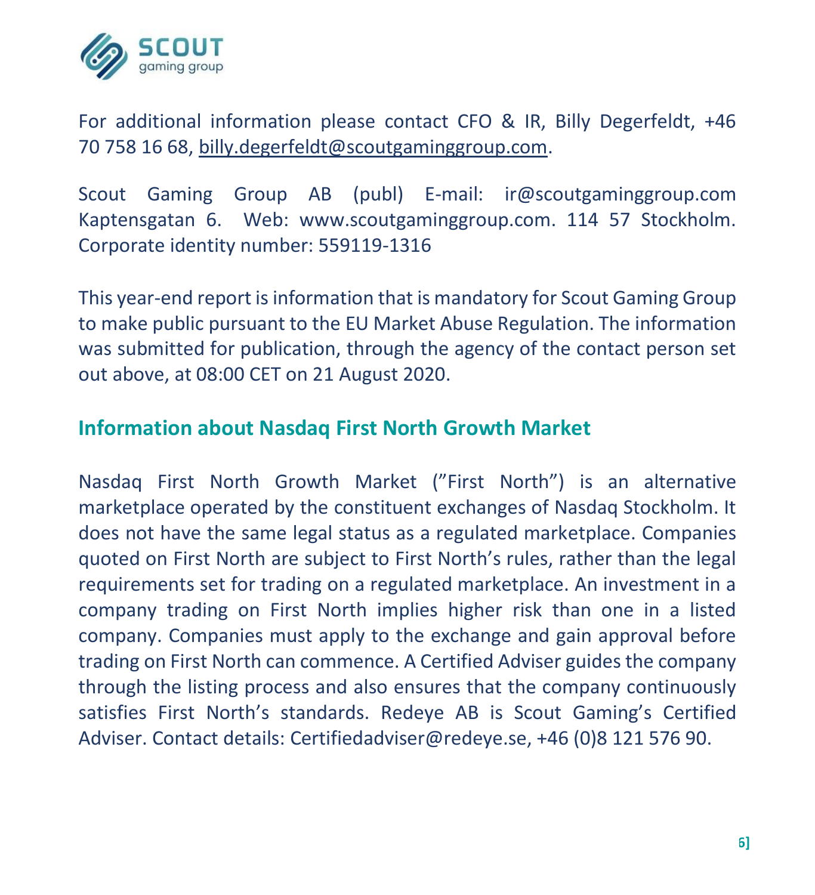For additional information please contact CFO & IR, Billy Degerfeldt, +46 70 758 16 68, billy.degerfeldt@scoutgaminggroup.com.

Scout Gaming Group AB (publ) E-mail: ir@scoutgaminggroup.com Kaptensgatan 6. Web: www.scoutgaminggroup.com. 114 57 Stockholm. Corporate identity number: 559119-1316

This year-end report is information that is mandatory for Scout Gaming Group to make public pursuant to the EU Market Abuse Regulation. The information was submitted for publication, through the agency of the contact person set out above, at 08:00 CET on 21 August 2020.

## Information about Nasdaq First North Growth Market

Nasdaq First North Growth Market (”First North”) is an alternative marketplace operated by the constituent exchanges of Nasdaq Stockholm. It does not have the same legal status as a regulated marketplace. Companies quoted on First North are subject to First North’s rules, rather than the legal requirements set for trading on a regulated marketplace. An investment in a company trading on First North implies higher risk than one in a listed company. Companies must apply to the exchange and gain approval before trading on First North can commence. A Certified Adviser guides the company through the listing process and also ensures that the company continuously satisfies First North’s standards. Redeye AB is Scout Gaming’s Certified Adviser. Contact details: Certifiedadviser@redeye.se, +46 (0)8 121 576 90.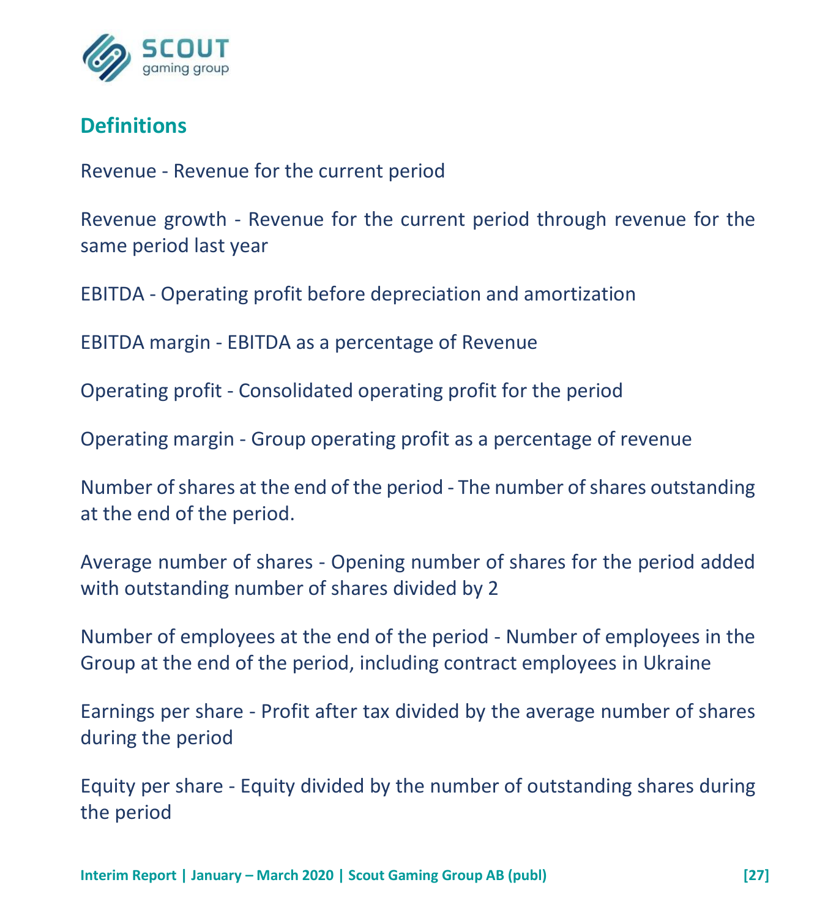## Definitions

Revenue - Revenue for the current period

Revenue growth - Revenue for the current period through revenue for the same period last year

EBITDA - Operating profit before depreciation and amortization

EBITDA margin - EBITDA as a percentage of Revenue

Operating profit - Consolidated operating profit for the period

Operating margin - Group operating profit as a percentage of revenue

Number of shares at the end of the period - The number of shares outstanding at the end of the period.

Average number of shares - Opening number of shares for the period added with outstanding number of shares divided by 2

Number of employees at the end of the period - Number of employees in the Group at the end of the period, including contract employees in Ukraine

Earnings per share - Profit after tax divided by the average number of shares during the period

Equity per share - Equity divided by the number of outstanding shares during the period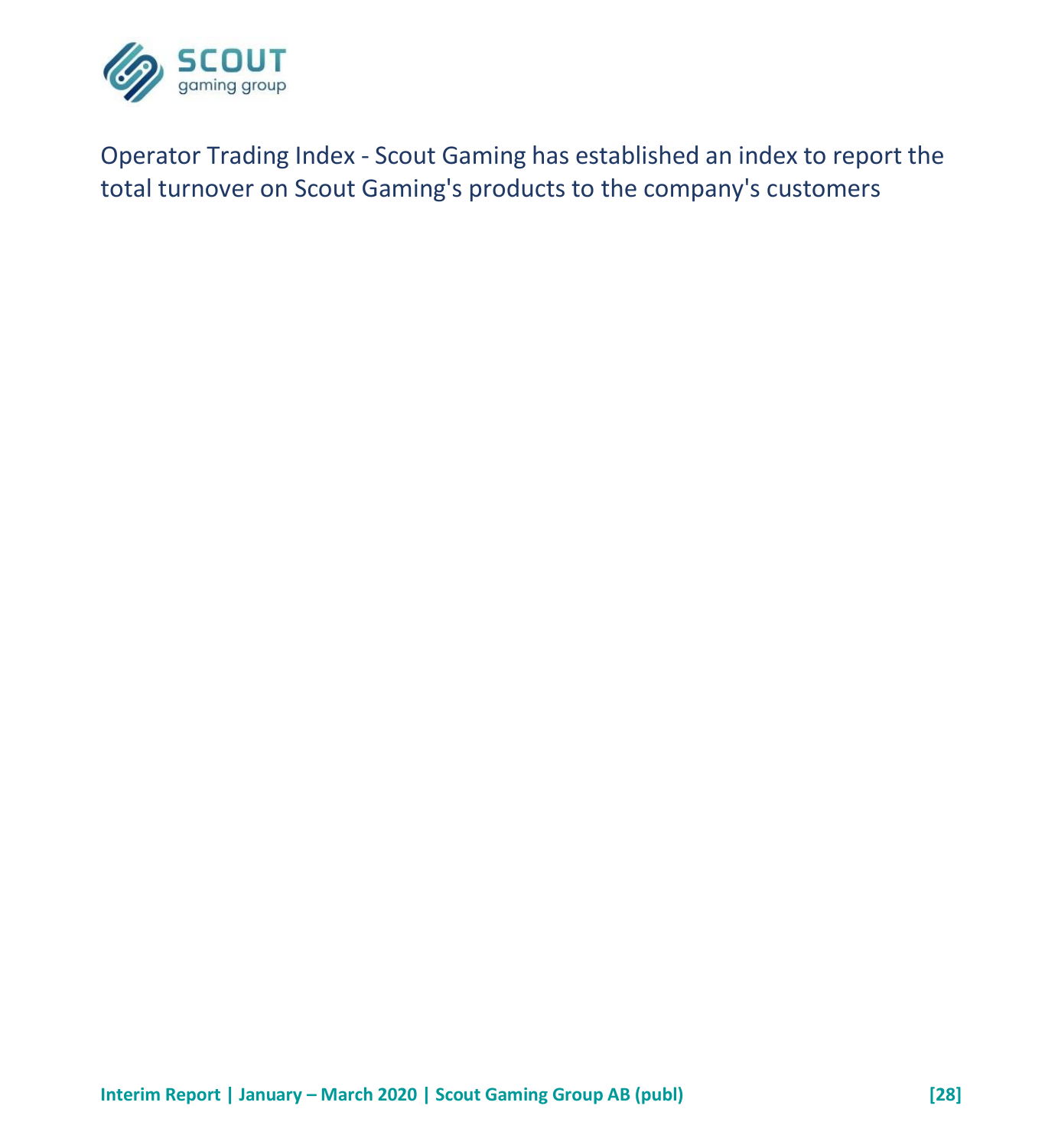Operator Trading Index - Scout Gaming has established an index to report the total turnover on Scout Gaming's products to the company's customers